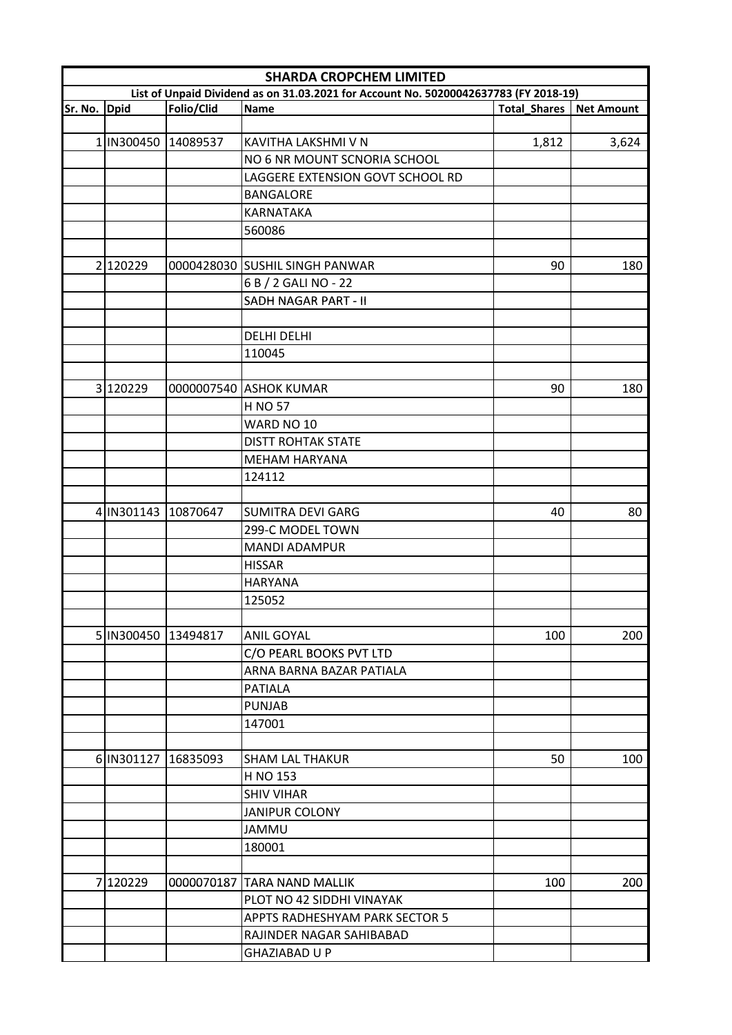# SHARDA CROPCHEM LIMITED

**List of Unpaid Dividend as on 31.03.2021 for Account No. 50200042637783 (FY 2018-19)**

| Sr. No. | Dpid | Folio/Clid | Name | Total_Shares | Net Amount |
|---|---|---|---|---|---|
| | | | | | |
| 1 | IN300450 | 14089537 | KAVITHA LAKSHMI V N | 1,812 | 3,624 |
| | | | NO 6 NR MOUNT SCNORIA SCHOOL | | |
| | | | LAGGERE EXTENSION GOVT SCHOOL RD | | |
| | | | BANGALORE | | |
| | | | KARNATAKA | | |
| | | | 560086 | | |
| | | | | | |
| 2 | 120229 | 0000428030 | SUSHIL SINGH PANWAR | 90 | 180 |
| | | | 6 B / 2 GALI NO - 22 | | |
| | | | SADH NAGAR PART - II | | |
| | | | | | |
| | | | DELHI DELHI | | |
| | | | 110045 | | |
| | | | | | |
| 3 | 120229 | 0000007540 | ASHOK KUMAR | 90 | 180 |
| | | | H NO 57 | | |
| | | | WARD NO 10 | | |
| | | | DISTT ROHTAK STATE | | |
| | | | MEHAM HARYANA | | |
| | | | 124112 | | |
| | | | | | |
| 4 | IN301143 | 10870647 | SUMITRA DEVI GARG | 40 | 80 |
| | | | 299-C MODEL TOWN | | |
| | | | MANDI ADAMPUR | | |
| | | | HISSAR | | |
| | | | HARYANA | | |
| | | | 125052 | | |
| | | | | | |
| 5 | IN300450 | 13494817 | ANIL GOYAL | 100 | 200 |
| | | | C/O PEARL BOOKS PVT LTD | | |
| | | | ARNA BARNA BAZAR PATIALA | | |
| | | | PATIALA | | |
| | | | PUNJAB | | |
| | | | 147001 | | |
| | | | | | |
| 6 | IN301127 | 16835093 | SHAM LAL THAKUR | 50 | 100 |
| | | | H NO 153 | | |
| | | | SHIV VIHAR | | |
| | | | JANIPUR COLONY | | |
| | | | JAMMU | | |
| | | | 180001 | | |
| | | | | | |
| 7 | 120229 | 0000070187 | TARA NAND MALLIK | 100 | 200 |
| | | | PLOT NO 42 SIDDHI VINAYAK | | |
| | | | APPTS RADHESHYAM PARK SECTOR 5 | | |
| | | | RAJINDER NAGAR SAHIBABAD | | |
| | | | GHAZIABAD U P | | |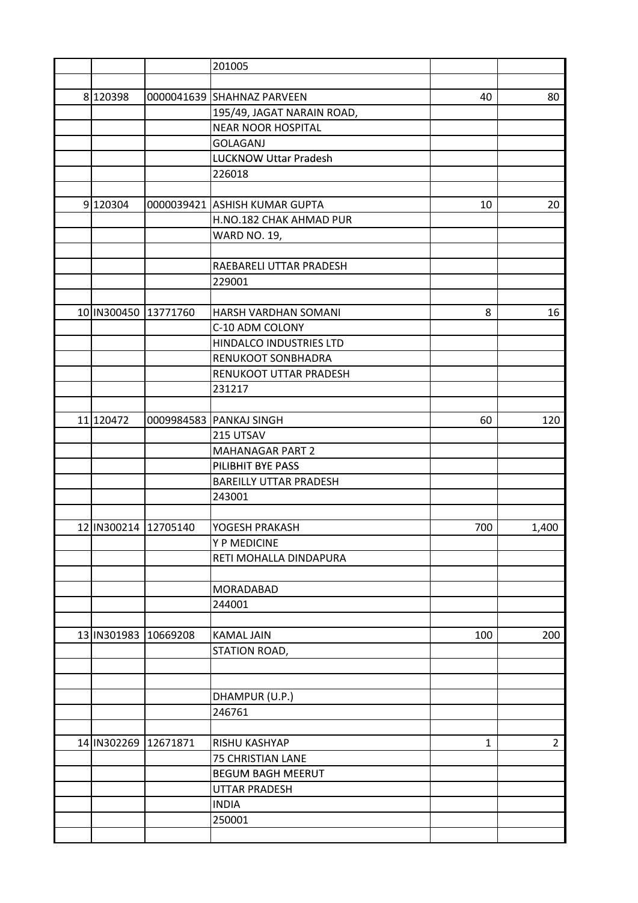| | | | | | |
|---|---|---|---|---|---|
| | | | 201005 | | |
| | | | | | |
| 8 | 120398 | 0000041639 | SHAHNAZ PARVEEN | 40 | 80 |
| | | | 195/49, JAGAT NARAIN ROAD, | | |
| | | | NEAR NOOR HOSPITAL | | |
| | | | GOLAGANJ | | |
| | | | LUCKNOW Uttar Pradesh | | |
| | | | 226018 | | |
| | | | | | |
| 9 | 120304 | 0000039421 | ASHISH KUMAR GUPTA | 10 | 20 |
| | | | H.NO.182 CHAK AHMAD PUR | | |
| | | | WARD NO. 19, | | |
| | | | | | |
| | | | RAEBARELI UTTAR PRADESH | | |
| | | | 229001 | | |
| | | | | | |
| 10 | IN300450 | 13771760 | HARSH VARDHAN SOMANI | 8 | 16 |
| | | | C-10 ADM COLONY | | |
| | | | HINDALCO INDUSTRIES LTD | | |
| | | | RENUKOOT SONBHADRA | | |
| | | | RENUKOOT UTTAR PRADESH | | |
| | | | 231217 | | |
| | | | | | |
| 11 | 120472 | 0009984583 | PANKAJ SINGH | 60 | 120 |
| | | | 215 UTSAV | | |
| | | | MAHANAGAR PART 2 | | |
| | | | PILIBHIT BYE PASS | | |
| | | | BAREILLY UTTAR PRADESH | | |
| | | | 243001 | | |
| | | | | | |
| 12 | IN300214 | 12705140 | YOGESH PRAKASH | 700 | 1,400 |
| | | | Y P MEDICINE | | |
| | | | RETI MOHALLA DINDAPURA | | |
| | | | | | |
| | | | MORADABAD | | |
| | | | 244001 | | |
| | | | | | |
| 13 | IN301983 | 10669208 | KAMAL JAIN | 100 | 200 |
| | | | STATION ROAD, | | |
| | | | | | |
| | | | | | |
| | | | DHAMPUR (U.P.) | | |
| | | | 246761 | | |
| | | | | | |
| 14 | IN302269 | 12671871 | RISHU KASHYAP | 1 | 2 |
| | | | 75 CHRISTIAN LANE | | |
| | | | BEGUM BAGH MEERUT | | |
| | | | UTTAR PRADESH | | |
| | | | INDIA | | |
| | | | 250001 | | |
| | | | | | |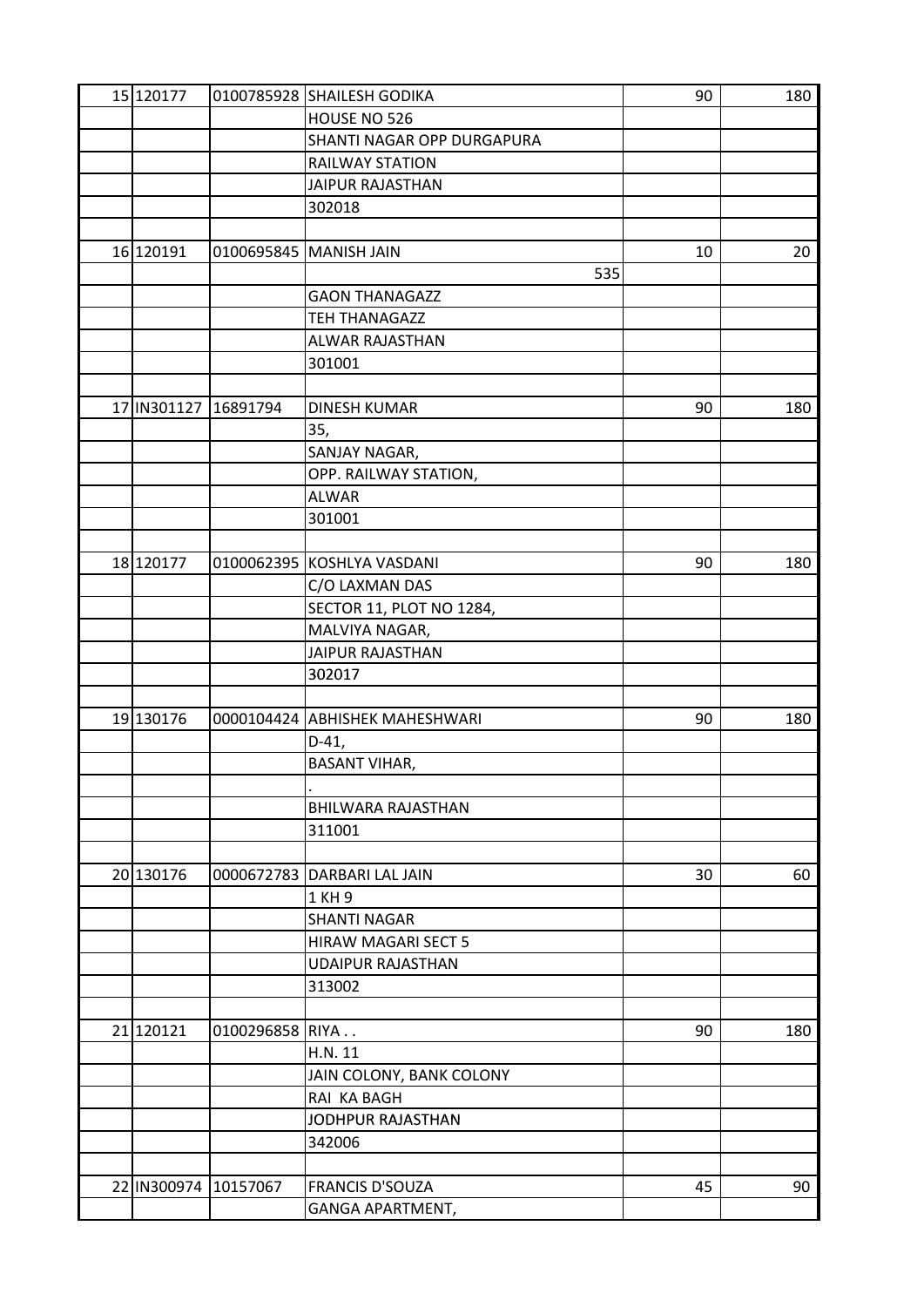| | | | | | |
|---|---|---|---|---|---|
| 15 | 120177 | 0100785928 | SHAILESH GODIKA | 90 | 180 |
| | | | HOUSE NO 526 | | |
| | | | SHANTI NAGAR OPP DURGAPURA | | |
| | | | RAILWAY STATION | | |
| | | | JAIPUR RAJASTHAN | | |
| | | | 302018 | | |
| | | | | | |
| 16 | 120191 | 0100695845 | MANISH JAIN | 10 | 20 |
| | | | 535 | | |
| | | | GAON THANAGAZZ | | |
| | | | TEH THANAGAZZ | | |
| | | | ALWAR RAJASTHAN | | |
| | | | 301001 | | |
| | | | | | |
| 17 | IN301127 | 16891794 | DINESH KUMAR | 90 | 180 |
| | | | 35, | | |
| | | | SANJAY NAGAR, | | |
| | | | OPP. RAILWAY STATION, | | |
| | | | ALWAR | | |
| | | | 301001 | | |
| | | | | | |
| 18 | 120177 | 0100062395 | KOSHLYA VASDANI | 90 | 180 |
| | | | C/O LAXMAN DAS | | |
| | | | SECTOR 11, PLOT NO 1284, | | |
| | | | MALVIYA NAGAR, | | |
| | | | JAIPUR RAJASTHAN | | |
| | | | 302017 | | |
| | | | | | |
| 19 | 130176 | 0000104424 | ABHISHEK MAHESHWARI | 90 | 180 |
| | | | D-41, | | |
| | | | BASANT VIHAR, | | |
| | | | . | | |
| | | | BHILWARA RAJASTHAN | | |
| | | | 311001 | | |
| | | | | | |
| 20 | 130176 | 0000672783 | DARBARI LAL JAIN | 30 | 60 |
| | | | 1 KH 9 | | |
| | | | SHANTI NAGAR | | |
| | | | HIRAW MAGARI SECT 5 | | |
| | | | UDAIPUR RAJASTHAN | | |
| | | | 313002 | | |
| | | | | | |
| 21 | 120121 | 0100296858 | RIYA . . | 90 | 180 |
| | | | H.N. 11 | | |
| | | | JAIN COLONY, BANK COLONY | | |
| | | | RAI KA BAGH | | |
| | | | JODHPUR RAJASTHAN | | |
| | | | 342006 | | |
| | | | | | |
| 22 | IN300974 | 10157067 | FRANCIS D'SOUZA | 45 | 90 |
| | | | GANGA APARTMENT, | | |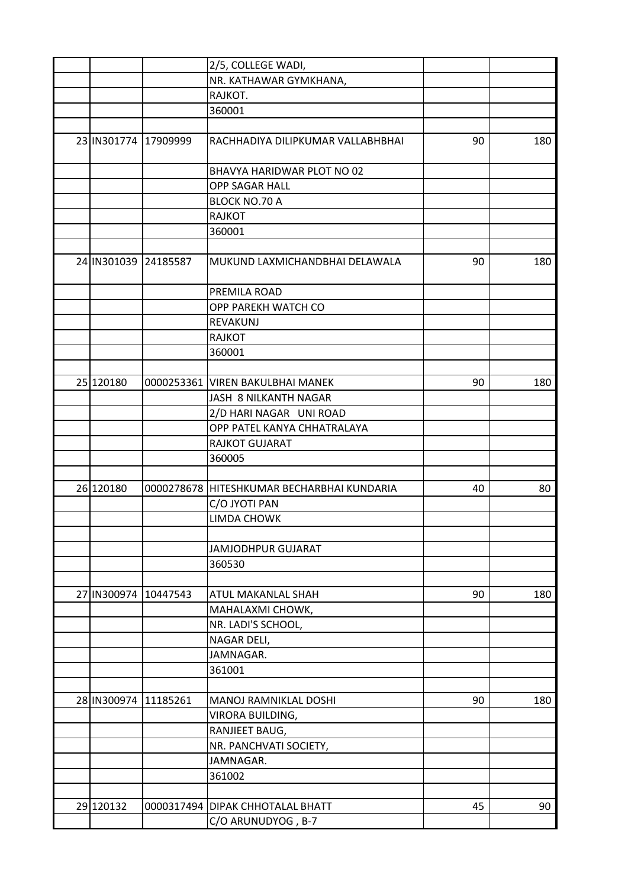| | | | | | |
|---|---|---|---|---|---|
| | | | 2/5, COLLEGE WADI, | | |
| | | | NR. KATHAWAR GYMKHANA, | | |
| | | | RAJKOT. | | |
| | | | 360001 | | |
| | | | | | |
| 23 | IN301774 | 17909999 | RACHHADIYA DILIPKUMAR VALLABHBHAI | 90 | 180 |
| | | | BHAVYA HARIDWAR PLOT NO 02 | | |
| | | | OPP SAGAR HALL | | |
| | | | BLOCK NO.70 A | | |
| | | | RAJKOT | | |
| | | | 360001 | | |
| | | | | | |
| 24 | IN301039 | 24185587 | MUKUND LAXMICHANDBHAI DELAWALA | 90 | 180 |
| | | | PREMILA ROAD | | |
| | | | OPP PAREKH WATCH CO | | |
| | | | REVAKUNJ | | |
| | | | RAJKOT | | |
| | | | 360001 | | |
| | | | | | |
| 25 | 120180 | 0000253361 | VIREN BAKULBHAI MANEK | 90 | 180 |
| | | | JASH 8 NILKANTH NAGAR | | |
| | | | 2/D HARI NAGAR UNI ROAD | | |
| | | | OPP PATEL KANYA CHHATRALAYA | | |
| | | | RAJKOT GUJARAT | | |
| | | | 360005 | | |
| | | | | | |
| 26 | 120180 | 0000278678 | HITESHKUMAR BECHARBHAI KUNDARIA | 40 | 80 |
| | | | C/O JYOTI PAN | | |
| | | | LIMDA CHOWK | | |
| | | | | | |
| | | | JAMJODHPUR GUJARAT | | |
| | | | 360530 | | |
| | | | | | |
| 27 | IN300974 | 10447543 | ATUL MAKANLAL SHAH | 90 | 180 |
| | | | MAHALAXMI CHOWK, | | |
| | | | NR. LADI'S SCHOOL, | | |
| | | | NAGAR DELI, | | |
| | | | JAMNAGAR. | | |
| | | | 361001 | | |
| | | | | | |
| 28 | IN300974 | 11185261 | MANOJ RAMNIKLAL DOSHI | 90 | 180 |
| | | | VIRORA BUILDING, | | |
| | | | RANJIEET BAUG, | | |
| | | | NR. PANCHVATI SOCIETY, | | |
| | | | JAMNAGAR. | | |
| | | | 361002 | | |
| | | | | | |
| 29 | 120132 | 0000317494 | DIPAK CHHOTALAL BHATT | 45 | 90 |
| | | | C/O ARUNUDYOG , B-7 | | |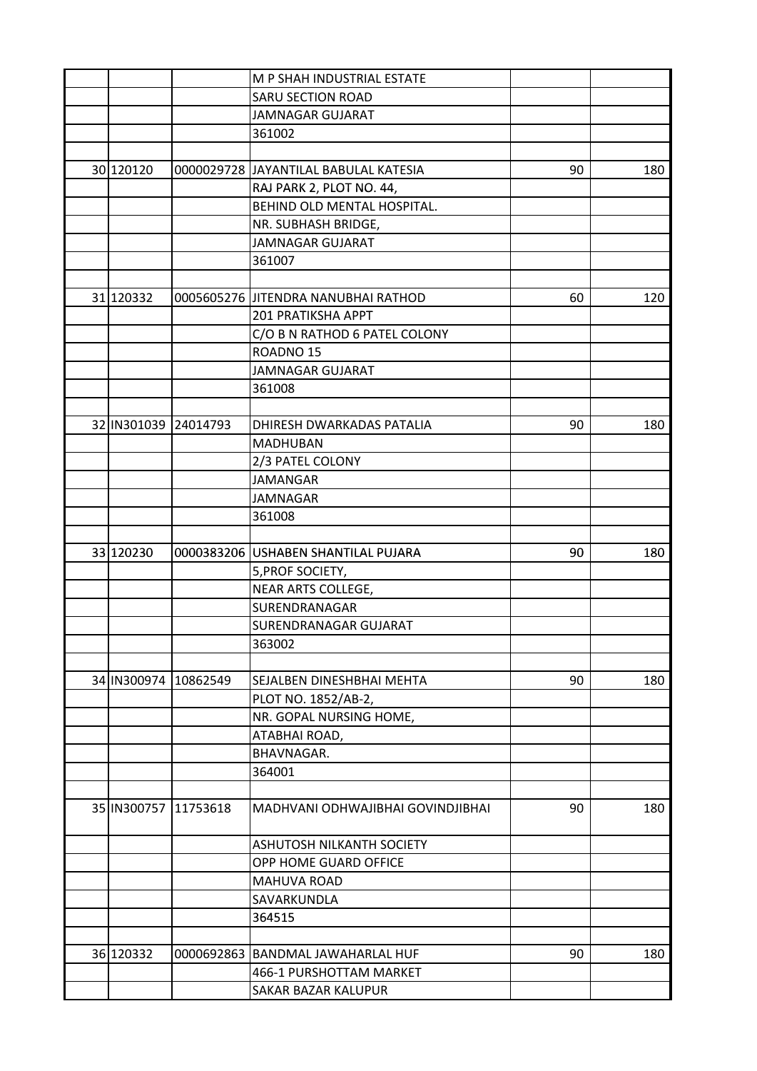| | | | | | |
|---|---|---|---|---|---|
| | | | M P SHAH INDUSTRIAL ESTATE | | |
| | | | SARU SECTION ROAD | | |
| | | | JAMNAGAR GUJARAT | | |
| | | | 361002 | | |
| | | | | | |
| 30 | 120120 | 0000029728 | JAYANTILAL BABULAL KATESIA | 90 | 180 |
| | | | RAJ PARK 2, PLOT NO. 44, | | |
| | | | BEHIND OLD MENTAL HOSPITAL. | | |
| | | | NR. SUBHASH BRIDGE, | | |
| | | | JAMNAGAR GUJARAT | | |
| | | | 361007 | | |
| | | | | | |
| 31 | 120332 | 0005605276 | JITENDRA NANUBHAI RATHOD | 60 | 120 |
| | | | 201 PRATIKSHA APPT | | |
| | | | C/O B N RATHOD 6 PATEL COLONY | | |
| | | | ROADNO 15 | | |
| | | | JAMNAGAR GUJARAT | | |
| | | | 361008 | | |
| | | | | | |
| 32 | IN301039 | 24014793 | DHIRESH DWARKADAS PATALIA | 90 | 180 |
| | | | MADHUBAN | | |
| | | | 2/3 PATEL COLONY | | |
| | | | JAMANGAR | | |
| | | | JAMNAGAR | | |
| | | | 361008 | | |
| | | | | | |
| 33 | 120230 | 0000383206 | USHABEN SHANTILAL PUJARA | 90 | 180 |
| | | | 5,PROF SOCIETY, | | |
| | | | NEAR ARTS COLLEGE, | | |
| | | | SURENDRANAGAR | | |
| | | | SURENDRANAGAR GUJARAT | | |
| | | | 363002 | | |
| | | | | | |
| 34 | IN300974 | 10862549 | SEJALBEN DINESHBHAI MEHTA | 90 | 180 |
| | | | PLOT NO. 1852/AB-2, | | |
| | | | NR. GOPAL NURSING HOME, | | |
| | | | ATABHAI ROAD, | | |
| | | | BHAVNAGAR. | | |
| | | | 364001 | | |
| | | | | | |
| 35 | IN300757 | 11753618 | MADHVANI ODHWAJIBHAI GOVINDJIBHAI | 90 | 180 |
| | | | ASHUTOSH NILKANTH SOCIETY | | |
| | | | OPP HOME GUARD OFFICE | | |
| | | | MAHUVA ROAD | | |
| | | | SAVARKUNDLA | | |
| | | | 364515 | | |
| | | | | | |
| 36 | 120332 | 0000692863 | BANDMAL JAWAHARLAL HUF | 90 | 180 |
| | | | 466-1 PURSHOTTAM MARKET | | |
| | | | SAKAR BAZAR KALUPUR | | |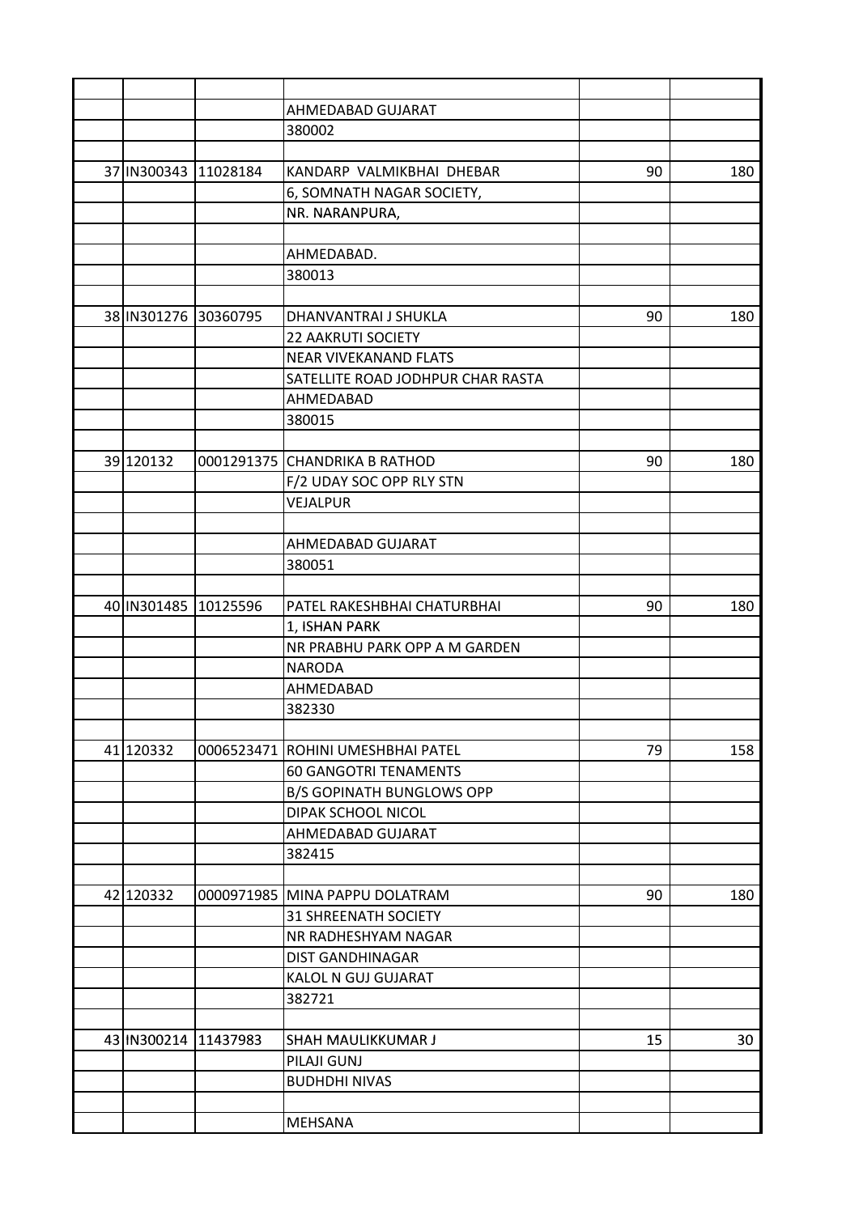| | | | | | |
|---|---|---|---|---|---|
| | | | AHMEDABAD GUJARAT | | |
| | | | 380002 | | |
| | | | | | |
| 37 | IN300343 | 11028184 | KANDARP VALMIKBHAI DHEBAR | 90 | 180 |
| | | | 6, SOMNATH NAGAR SOCIETY, | | |
| | | | NR. NARANPURA, | | |
| | | | | | |
| | | | AHMEDABAD. | | |
| | | | 380013 | | |
| | | | | | |
| 38 | IN301276 | 30360795 | DHANVANTRAI J SHUKLA | 90 | 180 |
| | | | 22 AAKRUTI SOCIETY | | |
| | | | NEAR VIVEKANAND FLATS | | |
| | | | SATELLITE ROAD JODHPUR CHAR RASTA | | |
| | | | AHMEDABAD | | |
| | | | 380015 | | |
| | | | | | |
| 39 | 120132 | 0001291375 | CHANDRIKA B RATHOD | 90 | 180 |
| | | | F/2 UDAY SOC OPP RLY STN | | |
| | | | VEJALPUR | | |
| | | | | | |
| | | | AHMEDABAD GUJARAT | | |
| | | | 380051 | | |
| | | | | | |
| 40 | IN301485 | 10125596 | PATEL RAKESHBHAI CHATURBHAI | 90 | 180 |
| | | | 1, ISHAN PARK | | |
| | | | NR PRABHU PARK OPP A M GARDEN | | |
| | | | NARODA | | |
| | | | AHMEDABAD | | |
| | | | 382330 | | |
| | | | | | |
| 41 | 120332 | 0006523471 | ROHINI UMESHBHAI PATEL | 79 | 158 |
| | | | 60 GANGOTRI TENAMENTS | | |
| | | | B/S GOPINATH BUNGLOWS OPP | | |
| | | | DIPAK SCHOOL NICOL | | |
| | | | AHMEDABAD GUJARAT | | |
| | | | 382415 | | |
| | | | | | |
| 42 | 120332 | 0000971985 | MINA PAPPU DOLATRAM | 90 | 180 |
| | | | 31 SHREENATH SOCIETY | | |
| | | | NR RADHESHYAM NAGAR | | |
| | | | DIST GANDHINAGAR | | |
| | | | KALOL N GUJ GUJARAT | | |
| | | | 382721 | | |
| | | | | | |
| 43 | IN300214 | 11437983 | SHAH MAULIKKUMAR J | 15 | 30 |
| | | | PILAJI GUNJ | | |
| | | | BUDHDHI NIVAS | | |
| | | | | | |
| | | | MEHSANA | | |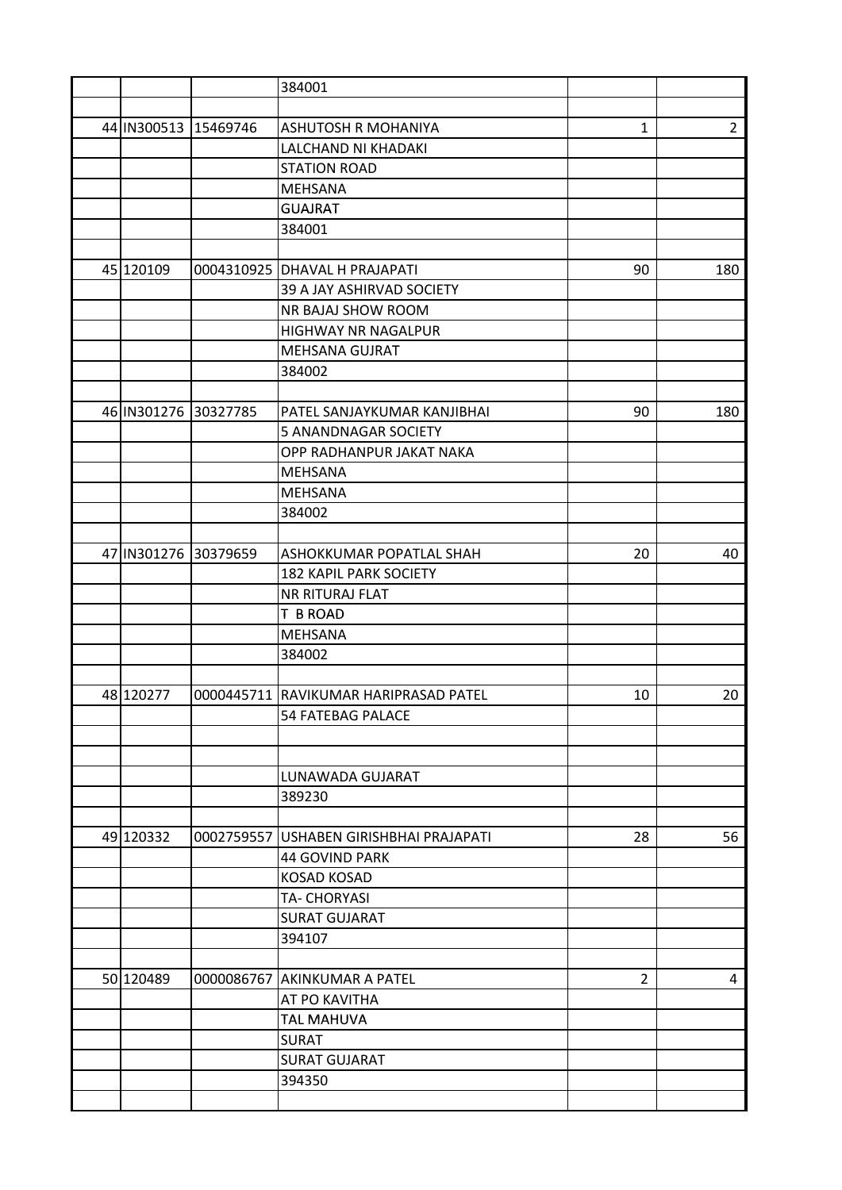|  |  |  | 384001 |  |  |
|---|---|---|---|---|---|
|  |  |  |  |  |  |
| 44 | IN300513 | 15469746 | ASHUTOSH R MOHANIYA | 1 | 2 |
|  |  |  | LALCHAND NI KHADAKI |  |  |
|  |  |  | STATION ROAD |  |  |
|  |  |  | MEHSANA |  |  |
|  |  |  | GUAJRAT |  |  |
|  |  |  | 384001 |  |  |
|  |  |  |  |  |  |
| 45 | 120109 | 0004310925 | DHAVAL H PRAJAPATI | 90 | 180 |
|  |  |  | 39 A JAY ASHIRVAD SOCIETY |  |  |
|  |  |  | NR BAJAJ SHOW ROOM |  |  |
|  |  |  | HIGHWAY NR NAGALPUR |  |  |
|  |  |  | MEHSANA GUJRAT |  |  |
|  |  |  | 384002 |  |  |
|  |  |  |  |  |  |
| 46 | IN301276 | 30327785 | PATEL SANJAYKUMAR KANJIBHAI | 90 | 180 |
|  |  |  | 5 ANANDNAGAR SOCIETY |  |  |
|  |  |  | OPP RADHANPUR JAKAT NAKA |  |  |
|  |  |  | MEHSANA |  |  |
|  |  |  | MEHSANA |  |  |
|  |  |  | 384002 |  |  |
|  |  |  |  |  |  |
| 47 | IN301276 | 30379659 | ASHOKKUMAR POPATLAL SHAH | 20 | 40 |
|  |  |  | 182 KAPIL PARK SOCIETY |  |  |
|  |  |  | NR RITURAJ FLAT |  |  |
|  |  |  | T B ROAD |  |  |
|  |  |  | MEHSANA |  |  |
|  |  |  | 384002 |  |  |
|  |  |  |  |  |  |
| 48 | 120277 | 0000445711 | RAVIKUMAR HARIPRASAD PATEL | 10 | 20 |
|  |  |  | 54 FATEBAG PALACE |  |  |
|  |  |  |  |  |  |
|  |  |  |  |  |  |
|  |  |  | LUNAWADA GUJARAT |  |  |
|  |  |  | 389230 |  |  |
|  |  |  |  |  |  |
| 49 | 120332 | 0002759557 | USHABEN GIRISHBHAI PRAJAPATI | 28 | 56 |
|  |  |  | 44 GOVIND PARK |  |  |
|  |  |  | KOSAD KOSAD |  |  |
|  |  |  | TA- CHORYASI |  |  |
|  |  |  | SURAT GUJARAT |  |  |
|  |  |  | 394107 |  |  |
|  |  |  |  |  |  |
| 50 | 120489 | 0000086767 | AKINKUMAR A PATEL | 2 | 4 |
|  |  |  | AT PO KAVITHA |  |  |
|  |  |  | TAL MAHUVA |  |  |
|  |  |  | SURAT |  |  |
|  |  |  | SURAT GUJARAT |  |  |
|  |  |  | 394350 |  |  |
|  |  |  |  |  |  |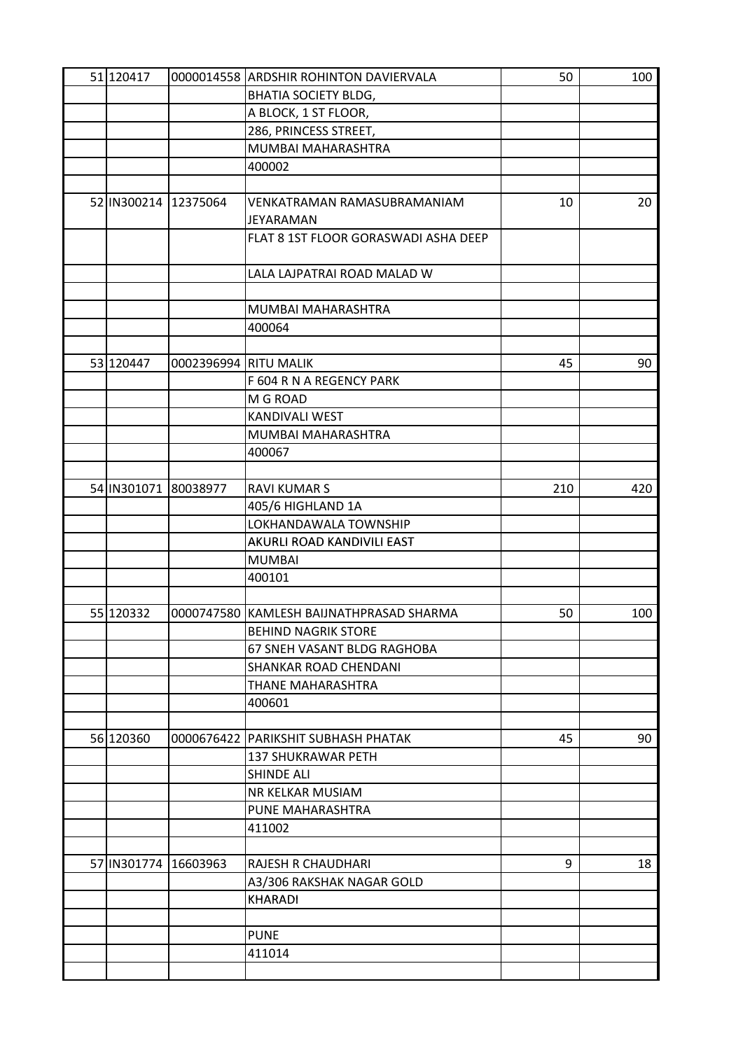| 51 | 120417 | 0000014558 | ARDSHIR ROHINTON DAVIERVALA | 50 | 100 |
|---|---|---|---|---|---|
| | | | BHATIA SOCIETY BLDG, | | |
| | | | A BLOCK, 1 ST FLOOR, | | |
| | | | 286, PRINCESS STREET, | | |
| | | | MUMBAI MAHARASHTRA | | |
| | | | 400002 | | |
| | | | | | |
| 52 | IN300214 | 12375064 | VENKATRAMAN RAMASUBRAMANIAM JEYARAMAN | 10 | 20 |
| | | | FLAT 8 1ST FLOOR GORASWADI ASHA DEEP | | |
| | | | LALA LAJPATRAI ROAD MALAD W | | |
| | | | | | |
| | | | MUMBAI MAHARASHTRA | | |
| | | | 400064 | | |
| | | | | | |
| 53 | 120447 | 0002396994 | RITU MALIK | 45 | 90 |
| | | | F 604 R N A REGENCY PARK | | |
| | | | M G ROAD | | |
| | | | KANDIVALI WEST | | |
| | | | MUMBAI MAHARASHTRA | | |
| | | | 400067 | | |
| | | | | | |
| 54 | IN301071 | 80038977 | RAVI KUMAR S | 210 | 420 |
| | | | 405/6 HIGHLAND 1A | | |
| | | | LOKHANDAWALA TOWNSHIP | | |
| | | | AKURLI ROAD KANDIVILI EAST | | |
| | | | MUMBAI | | |
| | | | 400101 | | |
| | | | | | |
| 55 | 120332 | 0000747580 | KAMLESH BAIJNATHPRASAD SHARMA | 50 | 100 |
| | | | BEHIND NAGRIK STORE | | |
| | | | 67 SNEH VASANT BLDG RAGHOBA | | |
| | | | SHANKAR ROAD CHENDANI | | |
| | | | THANE MAHARASHTRA | | |
| | | | 400601 | | |
| | | | | | |
| 56 | 120360 | 0000676422 | PARIKSHIT SUBHASH PHATAK | 45 | 90 |
| | | | 137 SHUKRAWAR PETH | | |
| | | | SHINDE ALI | | |
| | | | NR KELKAR MUSIAM | | |
| | | | PUNE MAHARASHTRA | | |
| | | | 411002 | | |
| | | | | | |
| 57 | IN301774 | 16603963 | RAJESH R CHAUDHARI | 9 | 18 |
| | | | A3/306 RAKSHAK NAGAR GOLD | | |
| | | | KHARADI | | |
| | | | | | |
| | | | PUNE | | |
| | | | 411014 | | |
| | | | | | |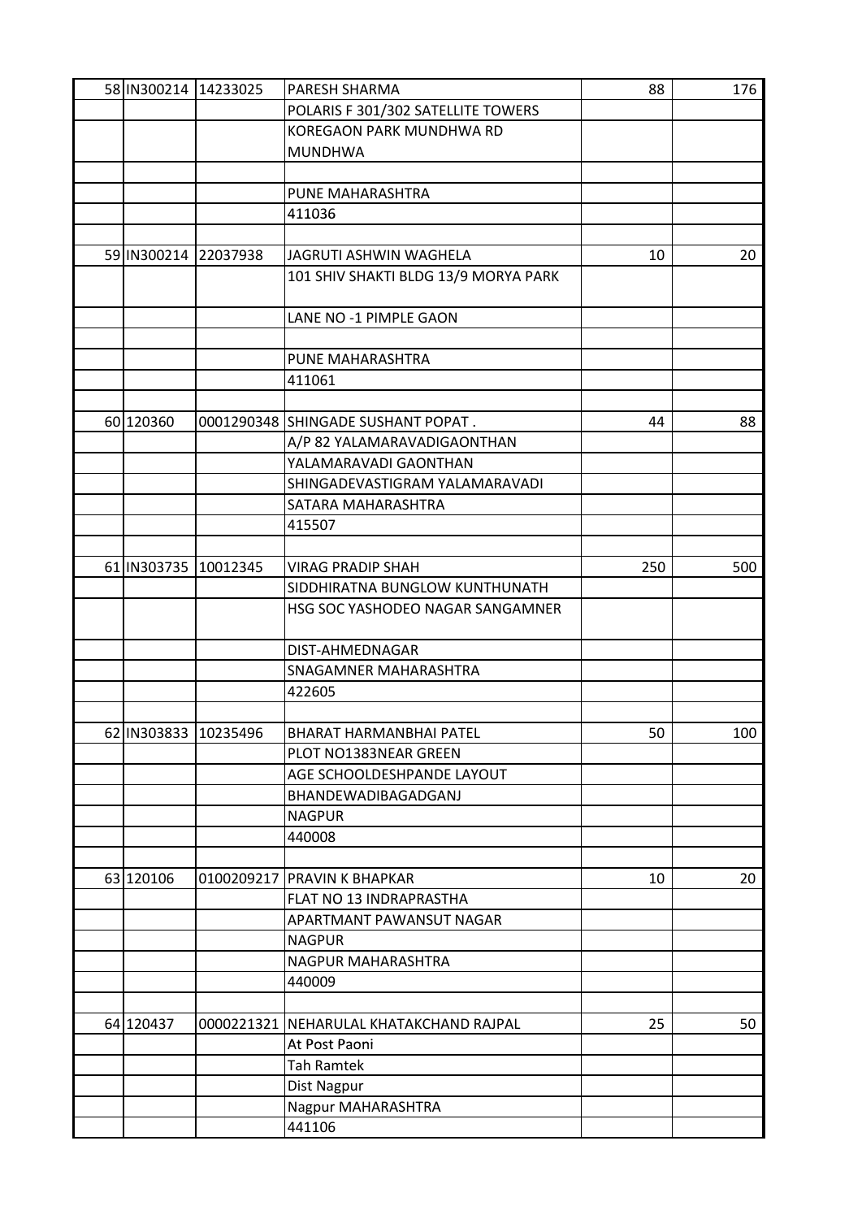| | | | | | |
|---|---|---|---|---|---|
| 58 | IN300214 | 14233025 | PARESH SHARMA | 88 | 176 |
| | | | POLARIS F 301/302 SATELLITE TOWERS | | |
| | | | KOREGAON PARK MUNDHWA RD MUNDHWA | | |
| | | | | | |
| | | | PUNE MAHARASHTRA | | |
| | | | 411036 | | |
| | | | | | |
| 59 | IN300214 | 22037938 | JAGRUTI ASHWIN WAGHELA | 10 | 20 |
| | | | 101 SHIV SHAKTI BLDG 13/9 MORYA PARK | | |
| | | | LANE NO -1 PIMPLE GAON | | |
| | | | | | |
| | | | PUNE MAHARASHTRA | | |
| | | | 411061 | | |
| | | | | | |
| 60 | 120360 | 0001290348 | SHINGADE SUSHANT POPAT . | 44 | 88 |
| | | | A/P 82 YALAMARAVADIGAONTHAN | | |
| | | | YALAMARAVADI GAONTHAN | | |
| | | | SHINGADEVASTIGRAM YALAMARAVADI | | |
| | | | SATARA MAHARASHTRA | | |
| | | | 415507 | | |
| | | | | | |
| 61 | IN303735 | 10012345 | VIRAG PRADIP SHAH | 250 | 500 |
| | | | SIDDHIRATNA BUNGLOW KUNTHUNATH | | |
| | | | HSG SOC YASHODEO NAGAR SANGAMNER | | |
| | | | DIST-AHMEDNAGAR | | |
| | | | SNAGAMNER MAHARASHTRA | | |
| | | | 422605 | | |
| | | | | | |
| 62 | IN303833 | 10235496 | BHARAT HARMANBHAI PATEL | 50 | 100 |
| | | | PLOT NO1383NEAR GREEN | | |
| | | | AGE SCHOOLDESHPANDE LAYOUT | | |
| | | | BHANDEWADIBAGADGANJ | | |
| | | | NAGPUR | | |
| | | | 440008 | | |
| | | | | | |
| 63 | 120106 | 0100209217 | PRAVIN K BHAPKAR | 10 | 20 |
| | | | FLAT NO 13 INDRAPRASTHA | | |
| | | | APARTMANT PAWANSUT NAGAR | | |
| | | | NAGPUR | | |
| | | | NAGPUR MAHARASHTRA | | |
| | | | 440009 | | |
| | | | | | |
| 64 | 120437 | 0000221321 | NEHARULAL KHATAKCHAND RAJPAL | 25 | 50 |
| | | | At Post Paoni | | |
| | | | Tah Ramtek | | |
| | | | Dist Nagpur | | |
| | | | Nagpur MAHARASHTRA | | |
| | | | 441106 | | |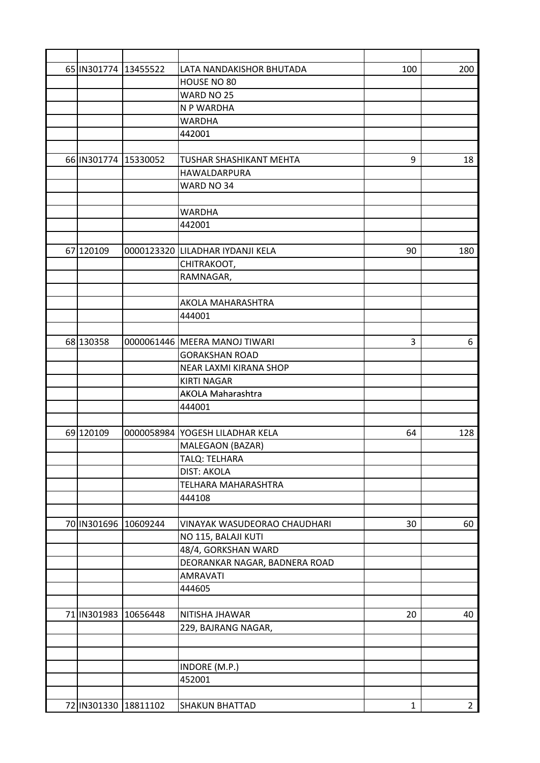| | | | | | |
|---|---|---|---|---|---|
| 65 | IN301774 | 13455522 | LATA NANDAKISHOR BHUTADA | 100 | 200 |
| | | | HOUSE NO 80 | | |
| | | | WARD NO 25 | | |
| | | | N P WARDHA | | |
| | | | WARDHA | | |
| | | | 442001 | | |
| | | | | | |
| 66 | IN301774 | 15330052 | TUSHAR SHASHIKANT MEHTA | 9 | 18 |
| | | | HAWALDARPURA | | |
| | | | WARD NO 34 | | |
| | | | | | |
| | | | WARDHA | | |
| | | | 442001 | | |
| | | | | | |
| 67 | 120109 | 0000123320 | LILADHAR IYDANJI KELA | 90 | 180 |
| | | | CHITRAKOOT, | | |
| | | | RAMNAGAR, | | |
| | | | | | |
| | | | AKOLA MAHARASHTRA | | |
| | | | 444001 | | |
| | | | | | |
| 68 | 130358 | 0000061446 | MEERA MANOJ TIWARI | 3 | 6 |
| | | | GORAKSHAN ROAD | | |
| | | | NEAR LAXMI KIRANA SHOP | | |
| | | | KIRTI NAGAR | | |
| | | | AKOLA Maharashtra | | |
| | | | 444001 | | |
| | | | | | |
| 69 | 120109 | 0000058984 | YOGESH LILADHAR KELA | 64 | 128 |
| | | | MALEGAON (BAZAR) | | |
| | | | TALQ: TELHARA | | |
| | | | DIST: AKOLA | | |
| | | | TELHARA MAHARASHTRA | | |
| | | | 444108 | | |
| | | | | | |
| 70 | IN301696 | 10609244 | VINAYAK WASUDEORAO CHAUDHARI | 30 | 60 |
| | | | NO 115, BALAJI KUTI | | |
| | | | 48/4, GORKSHAN WARD | | |
| | | | DEORANKAR NAGAR, BADNERA ROAD | | |
| | | | AMRAVATI | | |
| | | | 444605 | | |
| | | | | | |
| 71 | IN301983 | 10656448 | NITISHA JHAWAR | 20 | 40 |
| | | | 229, BAJRANG NAGAR, | | |
| | | | | | |
| | | | | | |
| | | | INDORE (M.P.) | | |
| | | | 452001 | | |
| | | | | | |
| 72 | IN301330 | 18811102 | SHAKUN BHATTAD | 1 | 2 |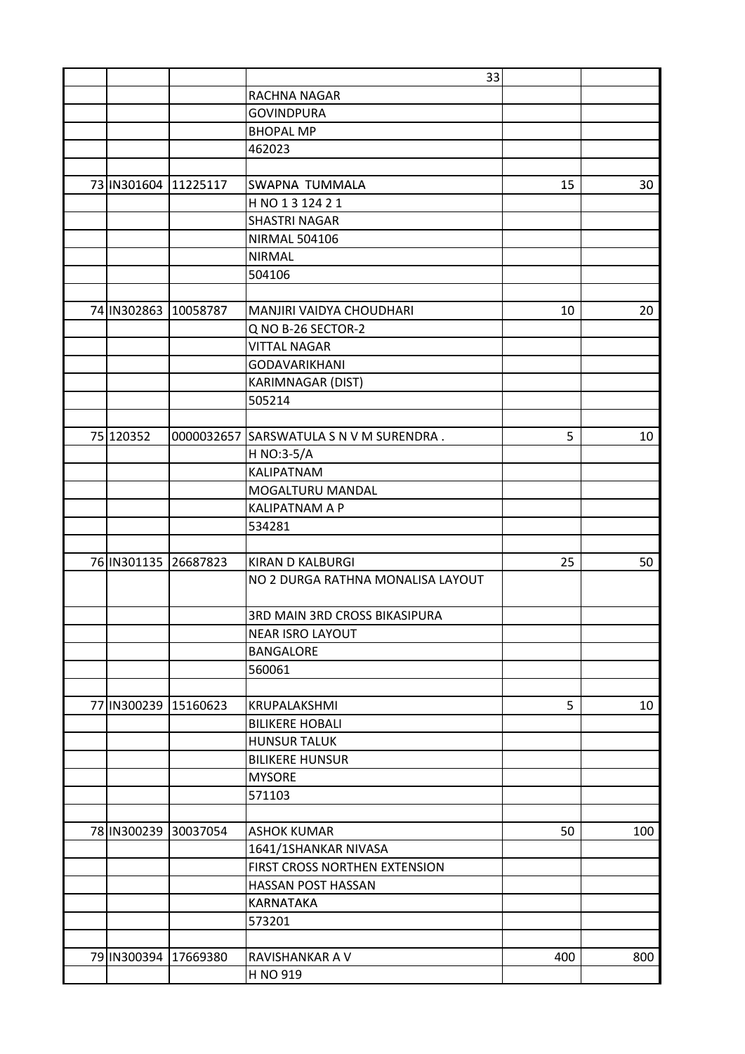| | | | | | |
|---|---|---|---|---|---|
| | | | 33 | | |
| | | | RACHNA NAGAR | | |
| | | | GOVINDPURA | | |
| | | | BHOPAL MP | | |
| | | | 462023 | | |
| | | | | | |
| 73 | IN301604 | 11225117 | SWAPNA TUMMALA | 15 | 30 |
| | | | H NO 1 3 124 2 1 | | |
| | | | SHASTRI NAGAR | | |
| | | | NIRMAL 504106 | | |
| | | | NIRMAL | | |
| | | | 504106 | | |
| | | | | | |
| 74 | IN302863 | 10058787 | MANJIRI VAIDYA CHOUDHARI | 10 | 20 |
| | | | Q NO B-26 SECTOR-2 | | |
| | | | VITTAL NAGAR | | |
| | | | GODAVARIKHANI | | |
| | | | KARIMNAGAR (DIST) | | |
| | | | 505214 | | |
| | | | | | |
| 75 | 120352 | 0000032657 | SARSWATULA S N V M SURENDRA . | 5 | 10 |
| | | | H NO:3-5/A | | |
| | | | KALIPATNAM | | |
| | | | MOGALTURU MANDAL | | |
| | | | KALIPATNAM A P | | |
| | | | 534281 | | |
| | | | | | |
| 76 | IN301135 | 26687823 | KIRAN D KALBURGI | 25 | 50 |
| | | | NO 2 DURGA RATHNA MONALISA LAYOUT | | |
| | | | 3RD MAIN 3RD CROSS BIKASIPURA | | |
| | | | NEAR ISRO LAYOUT | | |
| | | | BANGALORE | | |
| | | | 560061 | | |
| | | | | | |
| 77 | IN300239 | 15160623 | KRUPALAKSHMI | 5 | 10 |
| | | | BILIKERE HOBALI | | |
| | | | HUNSUR TALUK | | |
| | | | BILIKERE HUNSUR | | |
| | | | MYSORE | | |
| | | | 571103 | | |
| | | | | | |
| 78 | IN300239 | 30037054 | ASHOK KUMAR | 50 | 100 |
| | | | 1641/1SHANKAR NIVASA | | |
| | | | FIRST CROSS NORTHEN EXTENSION | | |
| | | | HASSAN POST HASSAN | | |
| | | | KARNATAKA | | |
| | | | 573201 | | |
| | | | | | |
| 79 | IN300394 | 17669380 | RAVISHANKAR A V | 400 | 800 |
| | | | H NO 919 | | |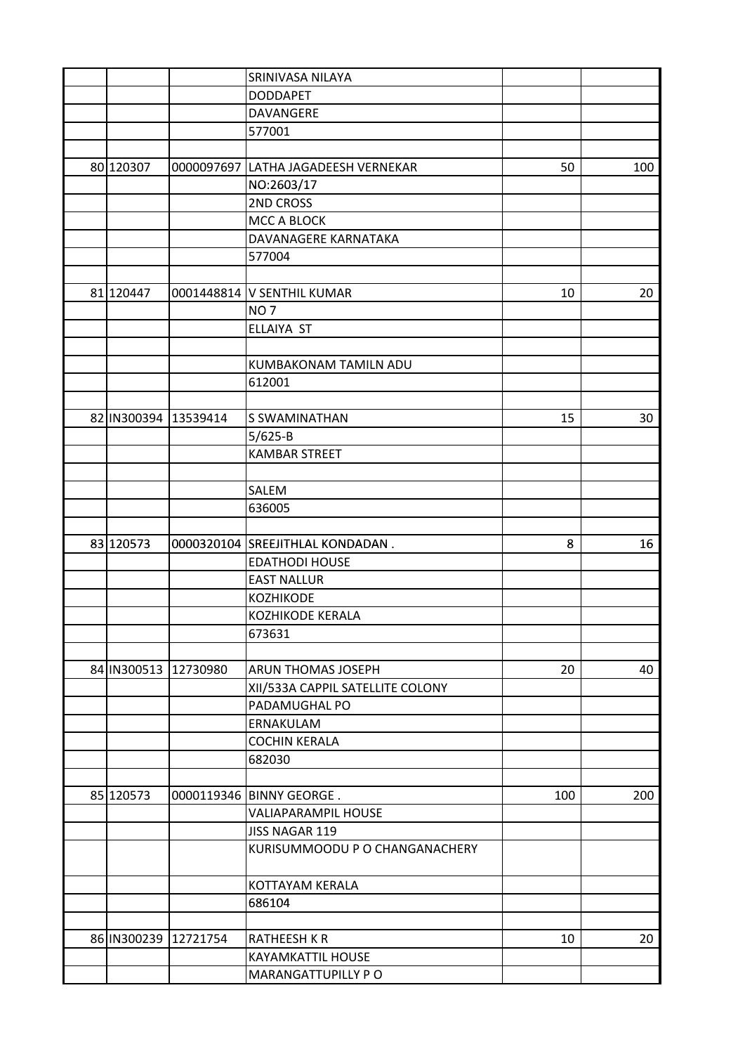| | | | | | |
|---|---|---|---|---|---|
| | | | SRINIVASA NILAYA | | |
| | | | DODDAPET | | |
| | | | DAVANGERE | | |
| | | | 577001 | | |
| | | | | | |
| 80 | 120307 | 0000097697 | LATHA JAGADEESH VERNEKAR | 50 | 100 |
| | | | NO:2603/17 | | |
| | | | 2ND CROSS | | |
| | | | MCC A BLOCK | | |
| | | | DAVANAGERE KARNATAKA | | |
| | | | 577004 | | |
| | | | | | |
| 81 | 120447 | 0001448814 | V SENTHIL KUMAR | 10 | 20 |
| | | | NO 7 | | |
| | | | ELLAIYA ST | | |
| | | | | | |
| | | | KUMBAKONAM TAMILN ADU | | |
| | | | 612001 | | |
| | | | | | |
| 82 | IN300394 | 13539414 | S SWAMINATHAN | 15 | 30 |
| | | | 5/625-B | | |
| | | | KAMBAR STREET | | |
| | | | | | |
| | | | SALEM | | |
| | | | 636005 | | |
| | | | | | |
| 83 | 120573 | 0000320104 | SREEJITHLAL KONDADAN . | 8 | 16 |
| | | | EDATHODI HOUSE | | |
| | | | EAST NALLUR | | |
| | | | KOZHIKODE | | |
| | | | KOZHIKODE KERALA | | |
| | | | 673631 | | |
| | | | | | |
| 84 | IN300513 | 12730980 | ARUN THOMAS JOSEPH | 20 | 40 |
| | | | XII/533A CAPPIL SATELLITE COLONY | | |
| | | | PADAMUGHAL PO | | |
| | | | ERNAKULAM | | |
| | | | COCHIN KERALA | | |
| | | | 682030 | | |
| | | | | | |
| 85 | 120573 | 0000119346 | BINNY GEORGE . | 100 | 200 |
| | | | VALIAPARAMPIL HOUSE | | |
| | | | JISS NAGAR 119 | | |
| | | | KURISUMMOODU P O CHANGANACHERY | | |
| | | | KOTTAYAM KERALA | | |
| | | | 686104 | | |
| | | | | | |
| 86 | IN300239 | 12721754 | RATHEESH K R | 10 | 20 |
| | | | KAYAMKATTIL HOUSE | | |
| | | | MARANGATTUPILLY P O | | |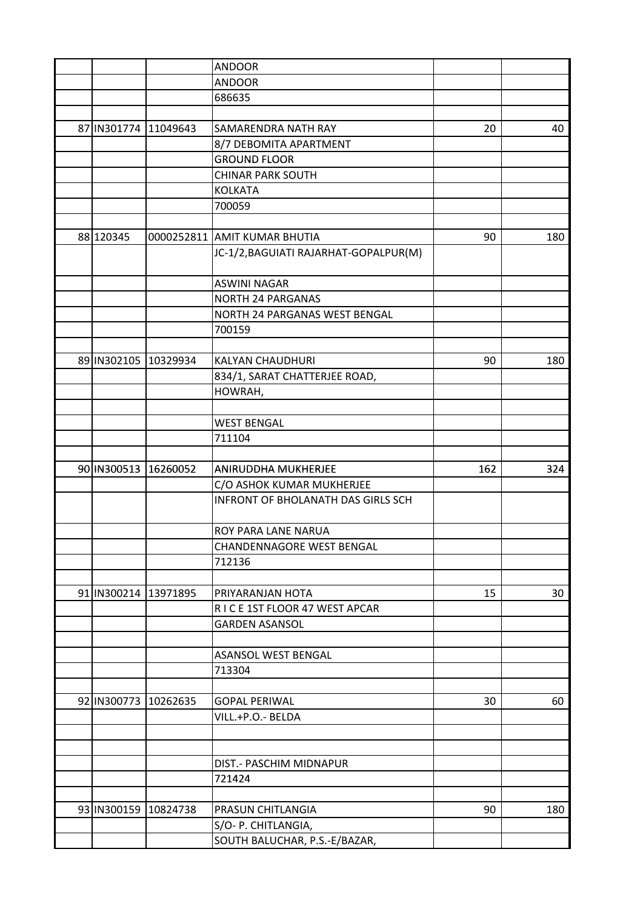| | | | | | |
|---|---|---|---|---|---|
| | | | ANDOOR | | |
| | | | ANDOOR | | |
| | | | 686635 | | |
| | | | | | |
| 87 | IN301774 | 11049643 | SAMARENDRA NATH RAY | 20 | 40 |
| | | | 8/7 DEBOMITA APARTMENT | | |
| | | | GROUND FLOOR | | |
| | | | CHINAR PARK SOUTH | | |
| | | | KOLKATA | | |
| | | | 700059 | | |
| | | | | | |
| 88 | 120345 | 0000252811 | AMIT KUMAR BHUTIA | 90 | 180 |
| | | | JC-1/2,BAGUIATI RAJARHAT-GOPALPUR(M) | | |
| | | | ASWINI NAGAR | | |
| | | | NORTH 24 PARGANAS | | |
| | | | NORTH 24 PARGANAS WEST BENGAL | | |
| | | | 700159 | | |
| | | | | | |
| 89 | IN302105 | 10329934 | KALYAN CHAUDHURI | 90 | 180 |
| | | | 834/1, SARAT CHATTERJEE ROAD, | | |
| | | | HOWRAH, | | |
| | | | | | |
| | | | WEST BENGAL | | |
| | | | 711104 | | |
| | | | | | |
| 90 | IN300513 | 16260052 | ANIRUDDHA MUKHERJEE | 162 | 324 |
| | | | C/O ASHOK KUMAR MUKHERJEE | | |
| | | | INFRONT OF BHOLANATH DAS GIRLS SCH | | |
| | | | ROY PARA LANE NARUA | | |
| | | | CHANDENNAGORE WEST BENGAL | | |
| | | | 712136 | | |
| | | | | | |
| 91 | IN300214 | 13971895 | PRIYARANJAN HOTA | 15 | 30 |
| | | | R I C E 1ST FLOOR 47 WEST APCAR | | |
| | | | GARDEN ASANSOL | | |
| | | | | | |
| | | | ASANSOL WEST BENGAL | | |
| | | | 713304 | | |
| | | | | | |
| 92 | IN300773 | 10262635 | GOPAL PERIWAL | 30 | 60 |
| | | | VILL.+P.O.- BELDA | | |
| | | | | | |
| | | | | | |
| | | | DIST.- PASCHIM MIDNAPUR | | |
| | | | 721424 | | |
| | | | | | |
| 93 | IN300159 | 10824738 | PRASUN CHITLANGIA | 90 | 180 |
| | | | S/O- P. CHITLANGIA, | | |
| | | | SOUTH BALUCHAR, P.S.-E/BAZAR, | | |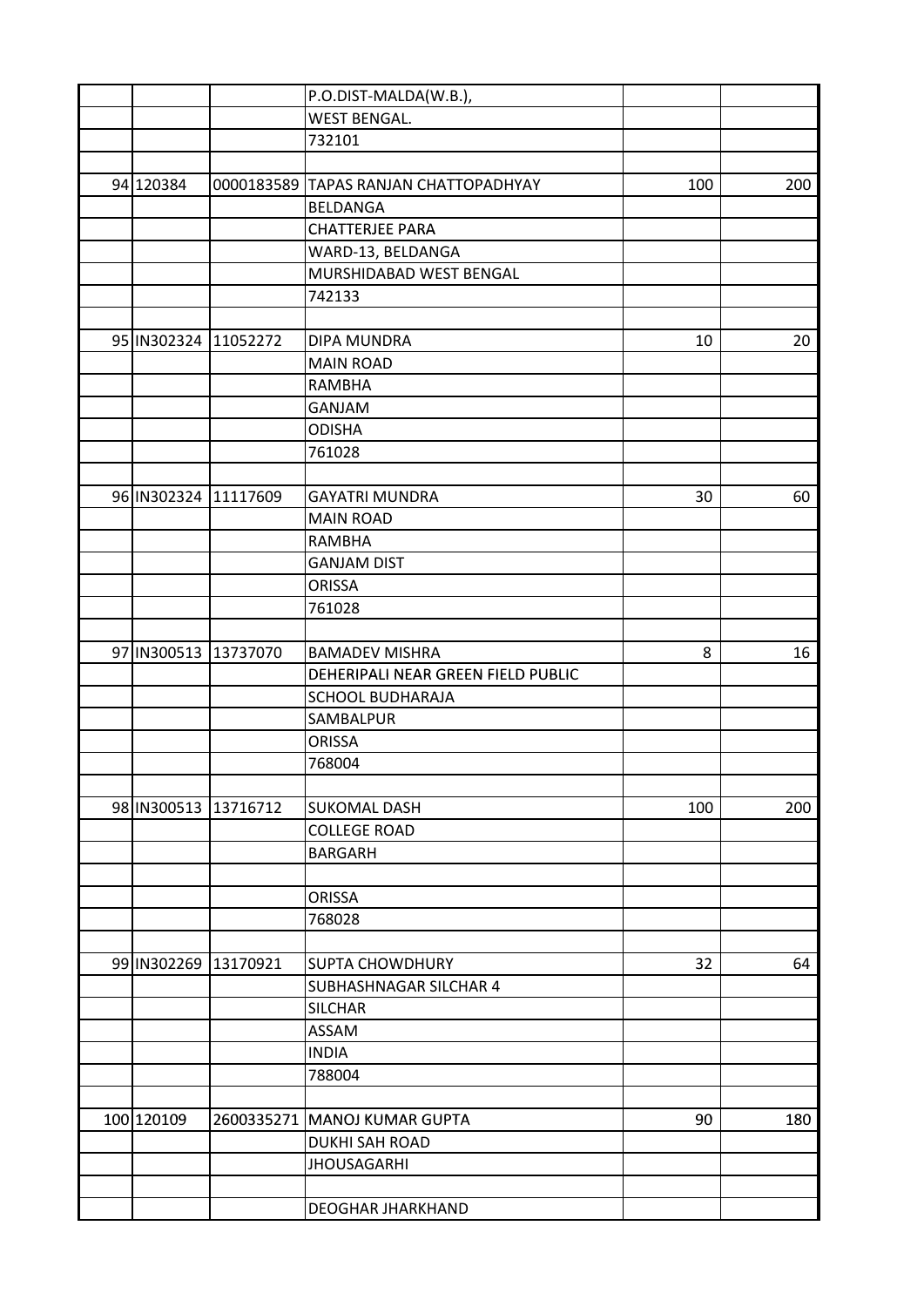| | | | | | |
|---|---|---|---|---|---|
| | | | P.O.DIST-MALDA(W.B.), | | |
| | | | WEST BENGAL. | | |
| | | | 732101 | | |
| | | | | | |
| 94 | 120384 | 0000183589 | TAPAS RANJAN CHATTOPADHYAY | 100 | 200 |
| | | | BELDANGA | | |
| | | | CHATTERJEE PARA | | |
| | | | WARD-13, BELDANGA | | |
| | | | MURSHIDABAD WEST BENGAL | | |
| | | | 742133 | | |
| | | | | | |
| 95 | IN302324 | 11052272 | DIPA MUNDRA | 10 | 20 |
| | | | MAIN ROAD | | |
| | | | RAMBHA | | |
| | | | GANJAM | | |
| | | | ODISHA | | |
| | | | 761028 | | |
| | | | | | |
| 96 | IN302324 | 11117609 | GAYATRI MUNDRA | 30 | 60 |
| | | | MAIN ROAD | | |
| | | | RAMBHA | | |
| | | | GANJAM DIST | | |
| | | | ORISSA | | |
| | | | 761028 | | |
| | | | | | |
| 97 | IN300513 | 13737070 | BAMADEV MISHRA | 8 | 16 |
| | | | DEHERIPALI NEAR GREEN FIELD PUBLIC | | |
| | | | SCHOOL BUDHARAJA | | |
| | | | SAMBALPUR | | |
| | | | ORISSA | | |
| | | | 768004 | | |
| | | | | | |
| 98 | IN300513 | 13716712 | SUKOMAL DASH | 100 | 200 |
| | | | COLLEGE ROAD | | |
| | | | BARGARH | | |
| | | | | | |
| | | | ORISSA | | |
| | | | 768028 | | |
| | | | | | |
| 99 | IN302269 | 13170921 | SUPTA CHOWDHURY | 32 | 64 |
| | | | SUBHASHNAGAR SILCHAR 4 | | |
| | | | SILCHAR | | |
| | | | ASSAM | | |
| | | | INDIA | | |
| | | | 788004 | | |
| | | | | | |
| 100 | 120109 | 2600335271 | MANOJ KUMAR GUPTA | 90 | 180 |
| | | | DUKHI SAH ROAD | | |
| | | | JHOUSAGARHI | | |
| | | | | | |
| | | | DEOGHAR JHARKHAND | | |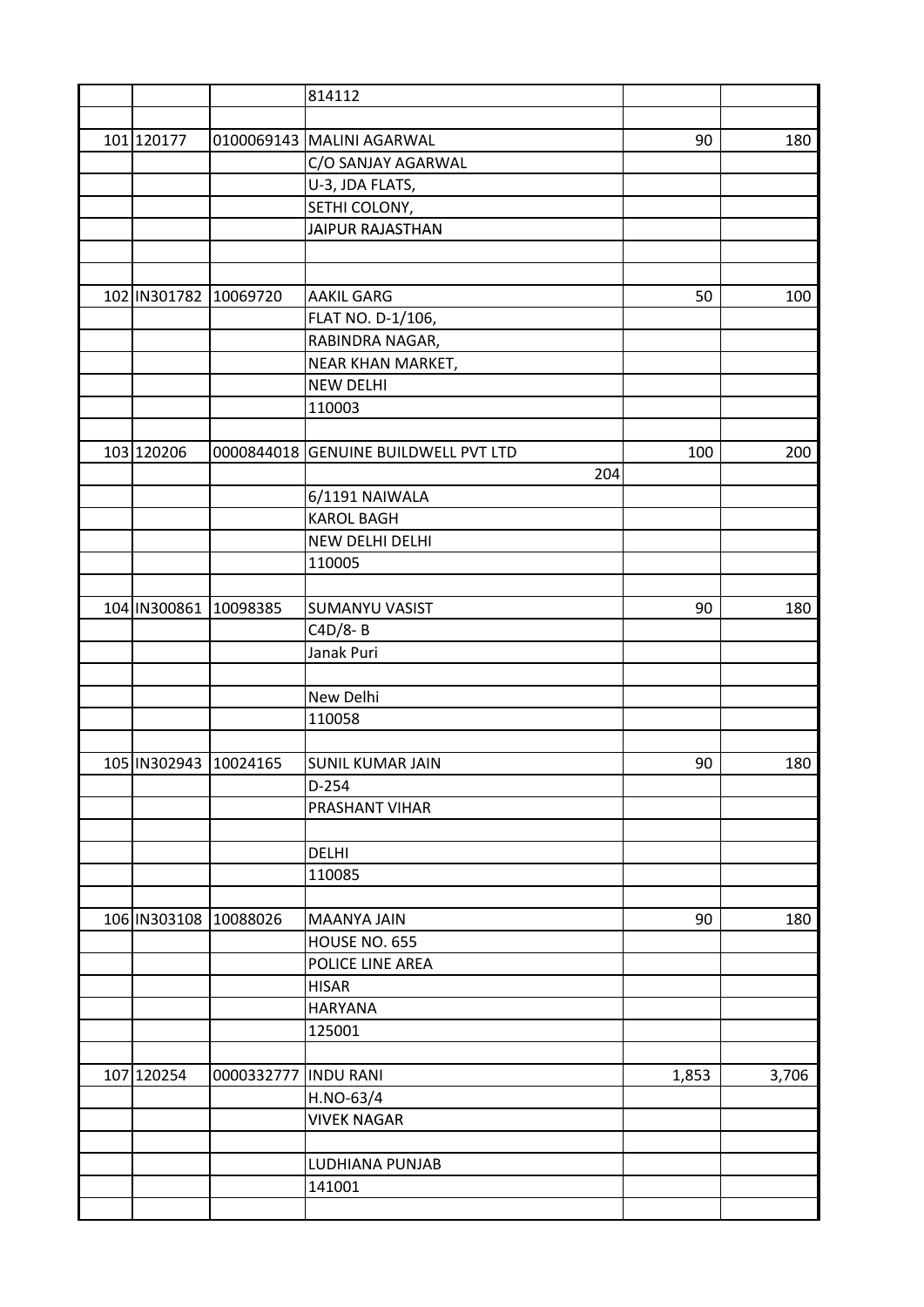| | | | | | |
|---|---|---|---|---|---|
| | | | 814112 | | |
| | | | | | |
| 101 | 120177 | 0100069143 | MALINI AGARWAL | 90 | 180 |
| | | | C/O SANJAY AGARWAL | | |
| | | | U-3, JDA FLATS, | | |
| | | | SETHI COLONY, | | |
| | | | JAIPUR RAJASTHAN | | |
| | | | | | |
| | | | | | |
| 102 | IN301782 | 10069720 | AAKIL GARG | 50 | 100 |
| | | | FLAT NO. D-1/106, | | |
| | | | RABINDRA NAGAR, | | |
| | | | NEAR KHAN MARKET, | | |
| | | | NEW DELHI | | |
| | | | 110003 | | |
| | | | | | |
| 103 | 120206 | 0000844018 | GENUINE BUILDWELL PVT LTD | 100 | 200 |
| | | | 204 | | |
| | | | 6/1191 NAIWALA | | |
| | | | KAROL BAGH | | |
| | | | NEW DELHI DELHI | | |
| | | | 110005 | | |
| | | | | | |
| 104 | IN300861 | 10098385 | SUMANYU VASIST | 90 | 180 |
| | | | C4D/8- B | | |
| | | | Janak Puri | | |
| | | | | | |
| | | | New Delhi | | |
| | | | 110058 | | |
| | | | | | |
| 105 | IN302943 | 10024165 | SUNIL KUMAR JAIN | 90 | 180 |
| | | | D-254 | | |
| | | | PRASHANT VIHAR | | |
| | | | | | |
| | | | DELHI | | |
| | | | 110085 | | |
| | | | | | |
| 106 | IN303108 | 10088026 | MAANYA JAIN | 90 | 180 |
| | | | HOUSE NO. 655 | | |
| | | | POLICE LINE AREA | | |
| | | | HISAR | | |
| | | | HARYANA | | |
| | | | 125001 | | |
| | | | | | |
| 107 | 120254 | 0000332777 | INDU RANI | 1,853 | 3,706 |
| | | | H.NO-63/4 | | |
| | | | VIVEK NAGAR | | |
| | | | | | |
| | | | LUDHIANA PUNJAB | | |
| | | | 141001 | | |
| | | | | | |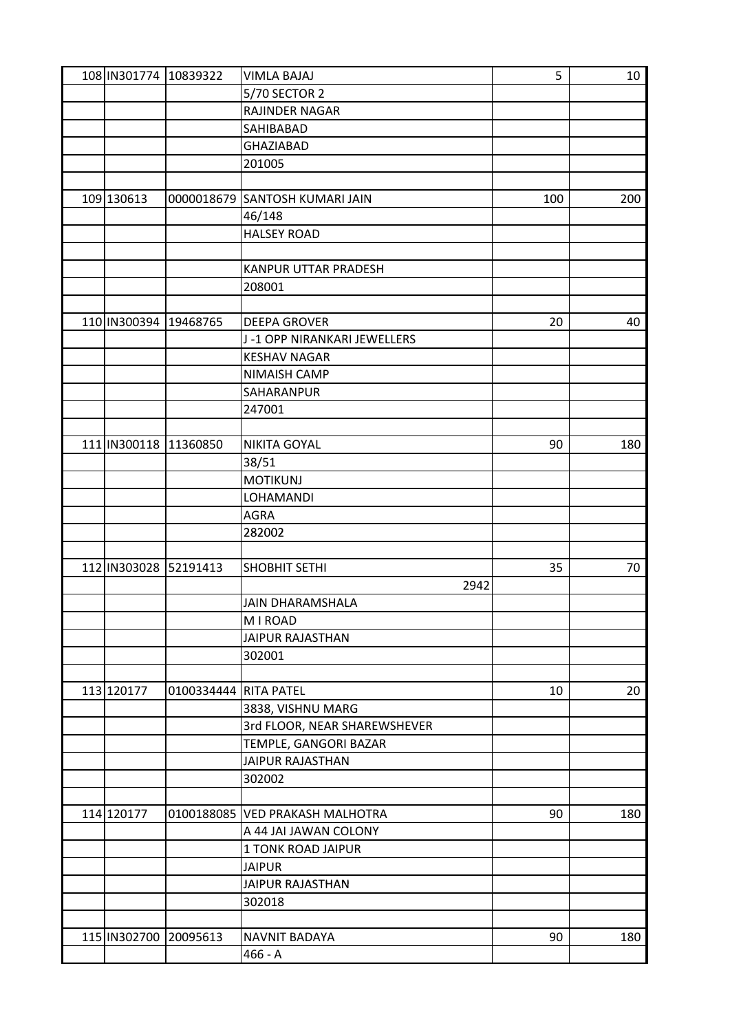| | | | | | |
|---|---|---|---|---|---|
| 108 | IN301774 | 10839322 | VIMLA BAJAJ | 5 | 10 |
| | | | 5/70 SECTOR 2 | | |
| | | | RAJINDER NAGAR | | |
| | | | SAHIBABAD | | |
| | | | GHAZIABAD | | |
| | | | 201005 | | |
| | | | | | |
| 109 | 130613 | 0000018679 | SANTOSH KUMARI JAIN | 100 | 200 |
| | | | 46/148 | | |
| | | | HALSEY ROAD | | |
| | | | | | |
| | | | KANPUR UTTAR PRADESH | | |
| | | | 208001 | | |
| | | | | | |
| 110 | IN300394 | 19468765 | DEEPA GROVER | 20 | 40 |
| | | | J -1 OPP NIRANKARI JEWELLERS | | |
| | | | KESHAV NAGAR | | |
| | | | NIMAISH CAMP | | |
| | | | SAHARANPUR | | |
| | | | 247001 | | |
| | | | | | |
| 111 | IN300118 | 11360850 | NIKITA GOYAL | 90 | 180 |
| | | | 38/51 | | |
| | | | MOTIKUNJ | | |
| | | | LOHAMANDI | | |
| | | | AGRA | | |
| | | | 282002 | | |
| | | | | | |
| 112 | IN303028 | 52191413 | SHOBHIT SETHI | 35 | 70 |
| | | | 2942 | | |
| | | | JAIN DHARAMSHALA | | |
| | | | M I ROAD | | |
| | | | JAIPUR RAJASTHAN | | |
| | | | 302001 | | |
| | | | | | |
| 113 | 120177 | 0100334444 | RITA PATEL | 10 | 20 |
| | | | 3838, VISHNU MARG | | |
| | | | 3rd FLOOR, NEAR SHAREWSHEVER | | |
| | | | TEMPLE, GANGORI BAZAR | | |
| | | | JAIPUR RAJASTHAN | | |
| | | | 302002 | | |
| | | | | | |
| 114 | 120177 | 0100188085 | VED PRAKASH MALHOTRA | 90 | 180 |
| | | | A 44 JAI JAWAN COLONY | | |
| | | | 1 TONK ROAD JAIPUR | | |
| | | | JAIPUR | | |
| | | | JAIPUR RAJASTHAN | | |
| | | | 302018 | | |
| | | | | | |
| 115 | IN302700 | 20095613 | NAVNIT BADAYA | 90 | 180 |
| | | | 466 - A | | |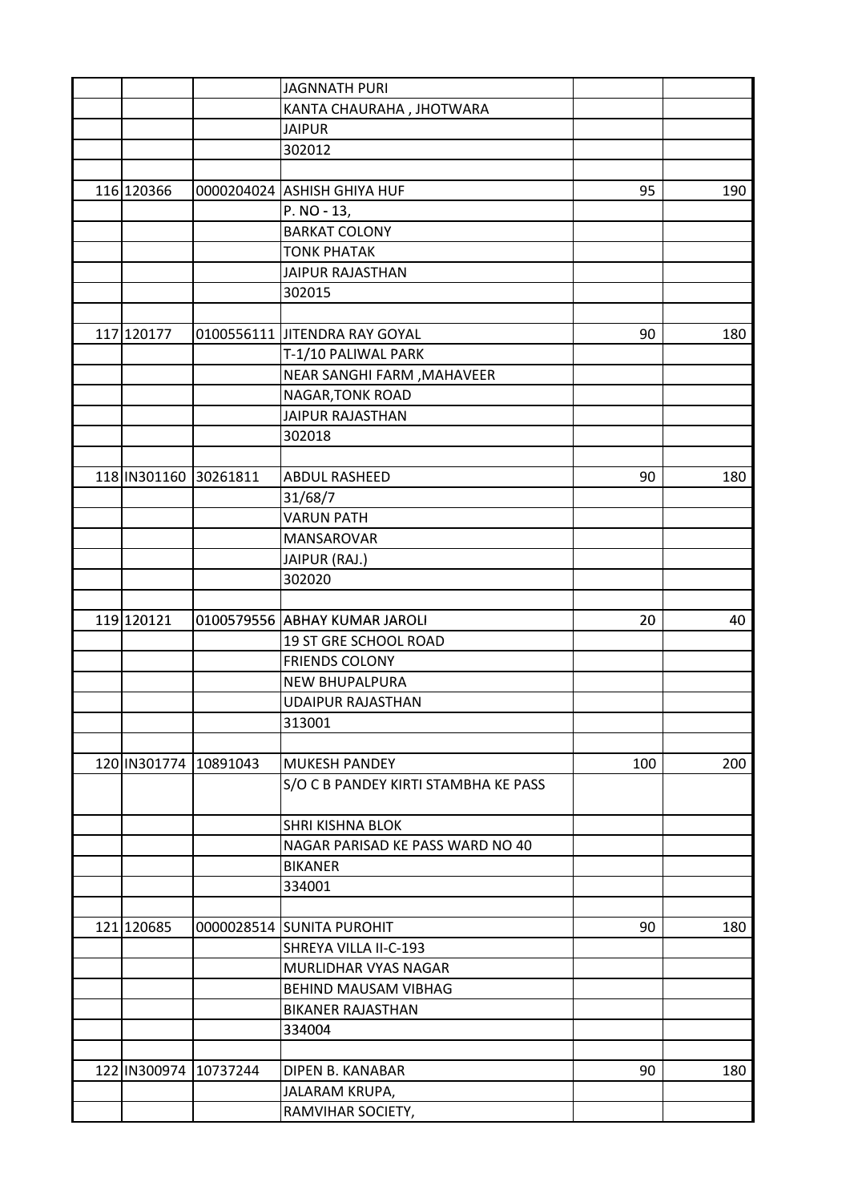| | | | | | |
|---|---|---|---|---|---|
| | | | JAGNNATH PURI | | |
| | | | KANTA CHAURAHA , JHOTWARA | | |
| | | | JAIPUR | | |
| | | | 302012 | | |
| | | | | | |
| 116 | 120366 | 0000204024 | ASHISH GHIYA HUF | 95 | 190 |
| | | | P. NO - 13, | | |
| | | | BARKAT COLONY | | |
| | | | TONK PHATAK | | |
| | | | JAIPUR RAJASTHAN | | |
| | | | 302015 | | |
| | | | | | |
| 117 | 120177 | 0100556111 | JITENDRA RAY GOYAL | 90 | 180 |
| | | | T-1/10 PALIWAL PARK | | |
| | | | NEAR SANGHI FARM ,MAHAVEER | | |
| | | | NAGAR,TONK ROAD | | |
| | | | JAIPUR RAJASTHAN | | |
| | | | 302018 | | |
| | | | | | |
| 118 | IN301160 | 30261811 | ABDUL RASHEED | 90 | 180 |
| | | | 31/68/7 | | |
| | | | VARUN PATH | | |
| | | | MANSAROVAR | | |
| | | | JAIPUR (RAJ.) | | |
| | | | 302020 | | |
| | | | | | |
| 119 | 120121 | 0100579556 | ABHAY KUMAR JAROLI | 20 | 40 |
| | | | 19 ST GRE SCHOOL ROAD | | |
| | | | FRIENDS COLONY | | |
| | | | NEW BHUPALPURA | | |
| | | | UDAIPUR RAJASTHAN | | |
| | | | 313001 | | |
| | | | | | |
| 120 | IN301774 | 10891043 | MUKESH PANDEY | 100 | 200 |
| | | | S/O C B PANDEY KIRTI STAMBHA KE PASS | | |
| | | | SHRI KISHNA BLOK | | |
| | | | NAGAR PARISAD KE PASS WARD NO 40 | | |
| | | | BIKANER | | |
| | | | 334001 | | |
| | | | | | |
| 121 | 120685 | 0000028514 | SUNITA PUROHIT | 90 | 180 |
| | | | SHREYA VILLA II-C-193 | | |
| | | | MURLIDHAR VYAS NAGAR | | |
| | | | BEHIND MAUSAM VIBHAG | | |
| | | | BIKANER RAJASTHAN | | |
| | | | 334004 | | |
| | | | | | |
| 122 | IN300974 | 10737244 | DIPEN B. KANABAR | 90 | 180 |
| | | | JALARAM KRUPA, | | |
| | | | RAMVIHAR SOCIETY, | | |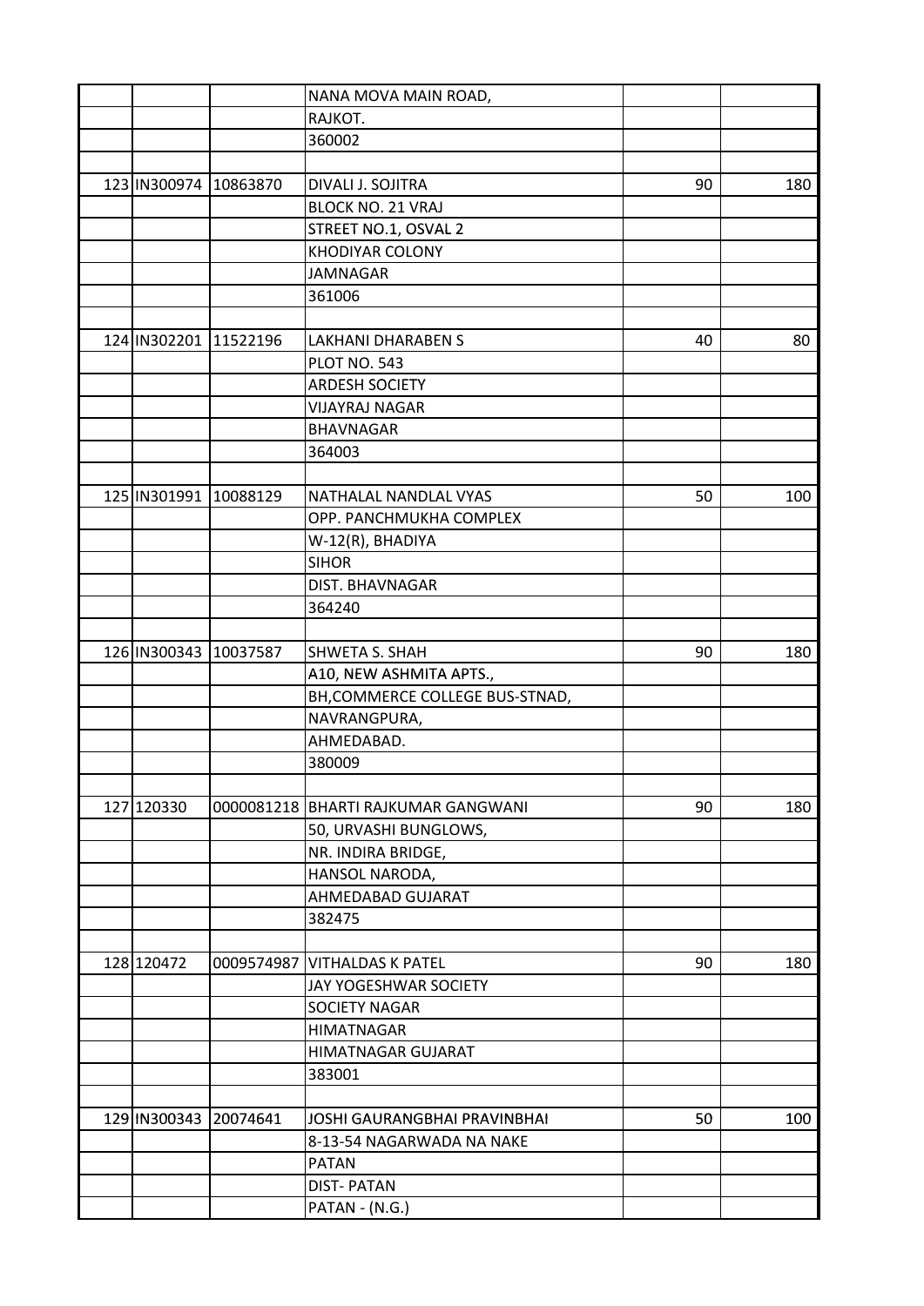| | | | | | |
|---|---|---|---|---|---|
| | | | NANA MOVA MAIN ROAD, | | |
| | | | RAJKOT. | | |
| | | | 360002 | | |
| | | | | | |
| 123 | IN300974 | 10863870 | DIVALI J. SOJITRA | 90 | 180 |
| | | | BLOCK NO. 21 VRAJ | | |
| | | | STREET NO.1, OSVAL 2 | | |
| | | | KHODIYAR COLONY | | |
| | | | JAMNAGAR | | |
| | | | 361006 | | |
| | | | | | |
| 124 | IN302201 | 11522196 | LAKHANI DHARABEN S | 40 | 80 |
| | | | PLOT NO. 543 | | |
| | | | ARDESH SOCIETY | | |
| | | | VIJAYRAJ NAGAR | | |
| | | | BHAVNAGAR | | |
| | | | 364003 | | |
| | | | | | |
| 125 | IN301991 | 10088129 | NATHALAL NANDLAL VYAS | 50 | 100 |
| | | | OPP. PANCHMUKHA COMPLEX | | |
| | | | W-12(R), BHADIYA | | |
| | | | SIHOR | | |
| | | | DIST. BHAVNAGAR | | |
| | | | 364240 | | |
| | | | | | |
| 126 | IN300343 | 10037587 | SHWETA S. SHAH | 90 | 180 |
| | | | A10, NEW ASHMITA APTS., | | |
| | | | BH,COMMERCE COLLEGE BUS-STNAD, | | |
| | | | NAVRANGPURA, | | |
| | | | AHMEDABAD. | | |
| | | | 380009 | | |
| | | | | | |
| 127 | 120330 | 0000081218 | BHARTI RAJKUMAR GANGWANI | 90 | 180 |
| | | | 50, URVASHI BUNGLOWS, | | |
| | | | NR. INDIRA BRIDGE, | | |
| | | | HANSOL NARODA, | | |
| | | | AHMEDABAD GUJARAT | | |
| | | | 382475 | | |
| | | | | | |
| 128 | 120472 | 0009574987 | VITHALDAS K PATEL | 90 | 180 |
| | | | JAY YOGESHWAR SOCIETY | | |
| | | | SOCIETY NAGAR | | |
| | | | HIMATNAGAR | | |
| | | | HIMATNAGAR GUJARAT | | |
| | | | 383001 | | |
| | | | | | |
| 129 | IN300343 | 20074641 | JOSHI GAURANGBHAI PRAVINBHAI | 50 | 100 |
| | | | 8-13-54 NAGARWADA NA NAKE | | |
| | | | PATAN | | |
| | | | DIST- PATAN | | |
| | | | PATAN - (N.G.) | | |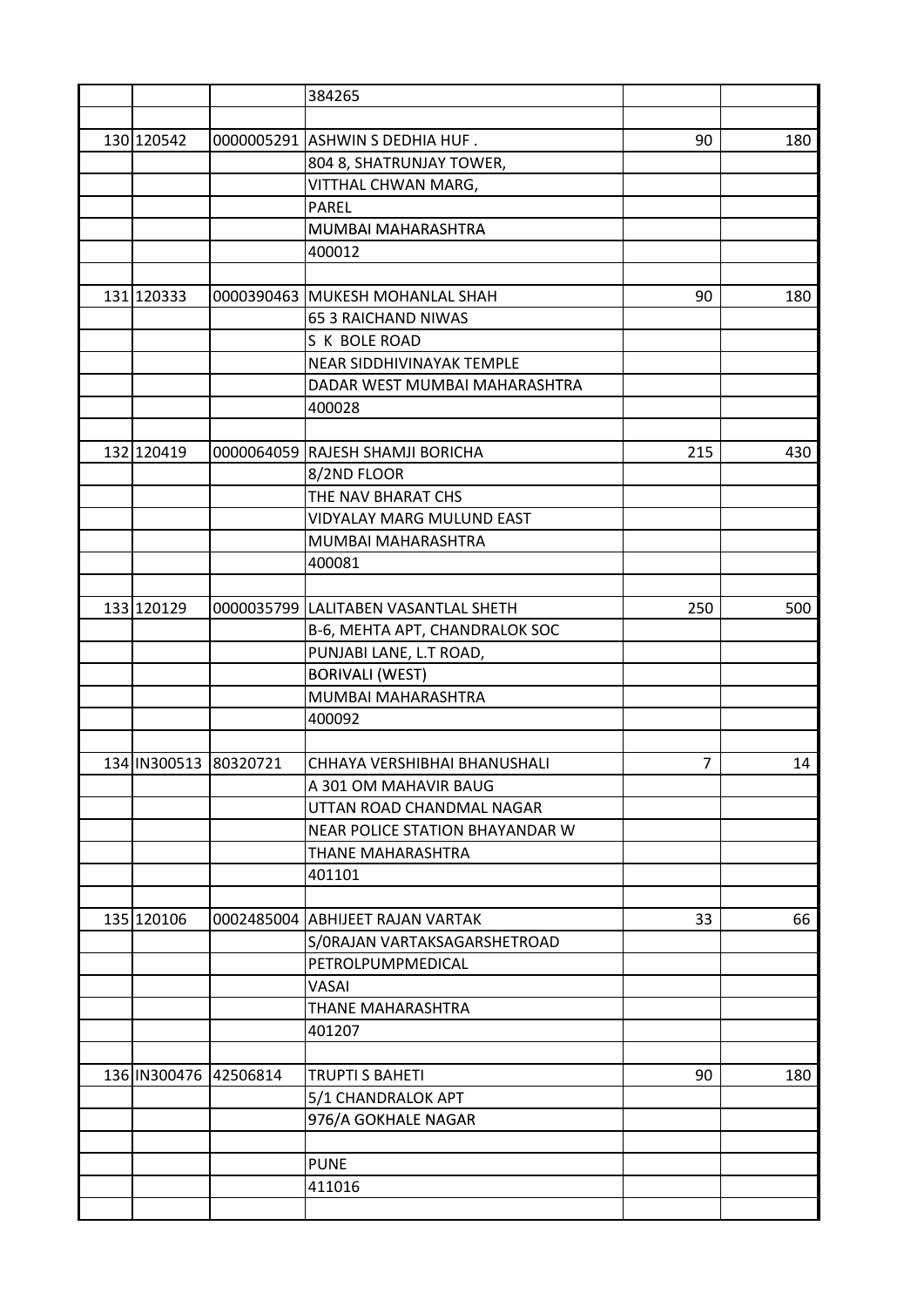| | | | | | |
|---|---|---|---|---|---|
| | | | 384265 | | |
| | | | | | |
| 130 | 120542 | 0000005291 | ASHWIN S DEDHIA HUF . | 90 | 180 |
| | | | 804 8, SHATRUNJAY TOWER, | | |
| | | | VITTHAL CHWAN MARG, | | |
| | | | PAREL | | |
| | | | MUMBAI MAHARASHTRA | | |
| | | | 400012 | | |
| | | | | | |
| 131 | 120333 | 0000390463 | MUKESH MOHANLAL SHAH | 90 | 180 |
| | | | 65 3 RAICHAND NIWAS | | |
| | | | S K BOLE ROAD | | |
| | | | NEAR SIDDHIVINAYAK TEMPLE | | |
| | | | DADAR WEST MUMBAI MAHARASHTRA | | |
| | | | 400028 | | |
| | | | | | |
| 132 | 120419 | 0000064059 | RAJESH SHAMJI BORICHA | 215 | 430 |
| | | | 8/2ND FLOOR | | |
| | | | THE NAV BHARAT CHS | | |
| | | | VIDYALAY MARG MULUND EAST | | |
| | | | MUMBAI MAHARASHTRA | | |
| | | | 400081 | | |
| | | | | | |
| 133 | 120129 | 0000035799 | LALITABEN VASANTLAL SHETH | 250 | 500 |
| | | | B-6, MEHTA APT, CHANDRALOK SOC | | |
| | | | PUNJABI LANE, L.T ROAD, | | |
| | | | BORIVALI (WEST) | | |
| | | | MUMBAI MAHARASHTRA | | |
| | | | 400092 | | |
| | | | | | |
| 134 | IN300513 | 80320721 | CHHAYA VERSHIBHAI BHANUSHALI | 7 | 14 |
| | | | A 301 OM MAHAVIR BAUG | | |
| | | | UTTAN ROAD CHANDMAL NAGAR | | |
| | | | NEAR POLICE STATION BHAYANDAR W | | |
| | | | THANE MAHARASHTRA | | |
| | | | 401101 | | |
| | | | | | |
| 135 | 120106 | 0002485004 | ABHIJEET RAJAN VARTAK | 33 | 66 |
| | | | S/0RAJAN VARTAKSAGARSHETROAD | | |
| | | | PETROLPUMPMEDICAL | | |
| | | | VASAI | | |
| | | | THANE MAHARASHTRA | | |
| | | | 401207 | | |
| | | | | | |
| 136 | IN300476 | 42506814 | TRUPTI S BAHETI | 90 | 180 |
| | | | 5/1 CHANDRALOK APT | | |
| | | | 976/A GOKHALE NAGAR | | |
| | | | | | |
| | | | PUNE | | |
| | | | 411016 | | |
| | | | | | |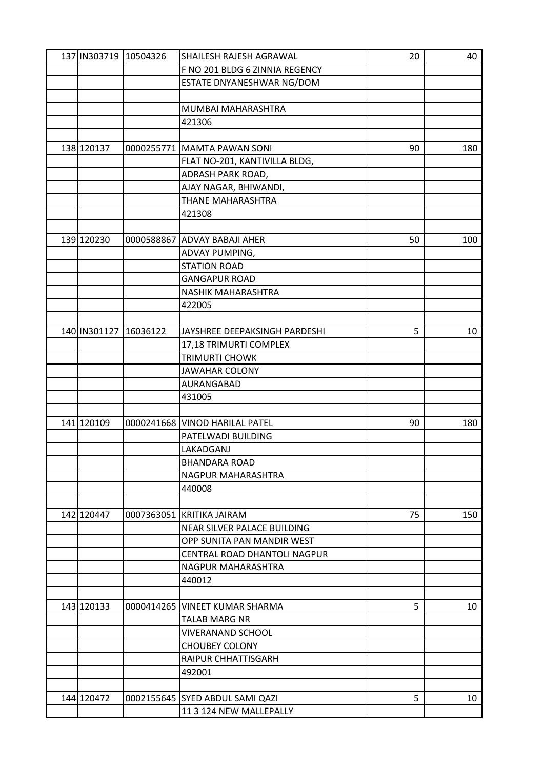| | | | | |
|---|---|---|---|---|
| 137 IN303719 | 10504326 | SHAILESH RAJESH AGRAWAL | 20 | 40 |
| | | F NO 201 BLDG 6 ZINNIA REGENCY | | |
| | | ESTATE DNYANESHWAR NG/DOM | | |
| | | | | |
| | | MUMBAI MAHARASHTRA | | |
| | | 421306 | | |
| | | | | |
| 138 120137 | 0000255771 | MAMTA PAWAN SONI | 90 | 180 |
| | | FLAT NO-201, KANTIVILLA BLDG, | | |
| | | ADRASH PARK ROAD, | | |
| | | AJAY NAGAR, BHIWANDI, | | |
| | | THANE MAHARASHTRA | | |
| | | 421308 | | |
| | | | | |
| 139 120230 | 0000588867 | ADVAY BABAJI AHER | 50 | 100 |
| | | ADVAY PUMPING, | | |
| | | STATION ROAD | | |
| | | GANGAPUR ROAD | | |
| | | NASHIK MAHARASHTRA | | |
| | | 422005 | | |
| | | | | |
| 140 IN301127 | 16036122 | JAYSHREE DEEPAKSINGH PARDESHI | 5 | 10 |
| | | 17,18 TRIMURTI COMPLEX | | |
| | | TRIMURTI CHOWK | | |
| | | JAWAHAR COLONY | | |
| | | AURANGABAD | | |
| | | 431005 | | |
| | | | | |
| 141 120109 | 0000241668 | VINOD HARILAL PATEL | 90 | 180 |
| | | PATELWADI BUILDING | | |
| | | LAKADGANJ | | |
| | | BHANDARA ROAD | | |
| | | NAGPUR MAHARASHTRA | | |
| | | 440008 | | |
| | | | | |
| 142 120447 | 0007363051 | KRITIKA JAIRAM | 75 | 150 |
| | | NEAR SILVER PALACE BUILDING | | |
| | | OPP SUNITA PAN MANDIR WEST | | |
| | | CENTRAL ROAD DHANTOLI NAGPUR | | |
| | | NAGPUR MAHARASHTRA | | |
| | | 440012 | | |
| | | | | |
| 143 120133 | 0000414265 | VINEET KUMAR SHARMA | 5 | 10 |
| | | TALAB MARG NR | | |
| | | VIVERANAND SCHOOL | | |
| | | CHOUBEY COLONY | | |
| | | RAIPUR CHHATTISGARH | | |
| | | 492001 | | |
| | | | | |
| 144 120472 | 0002155645 | SYED ABDUL SAMI QAZI | 5 | 10 |
| | | 11 3 124 NEW MALLEPALLY | | |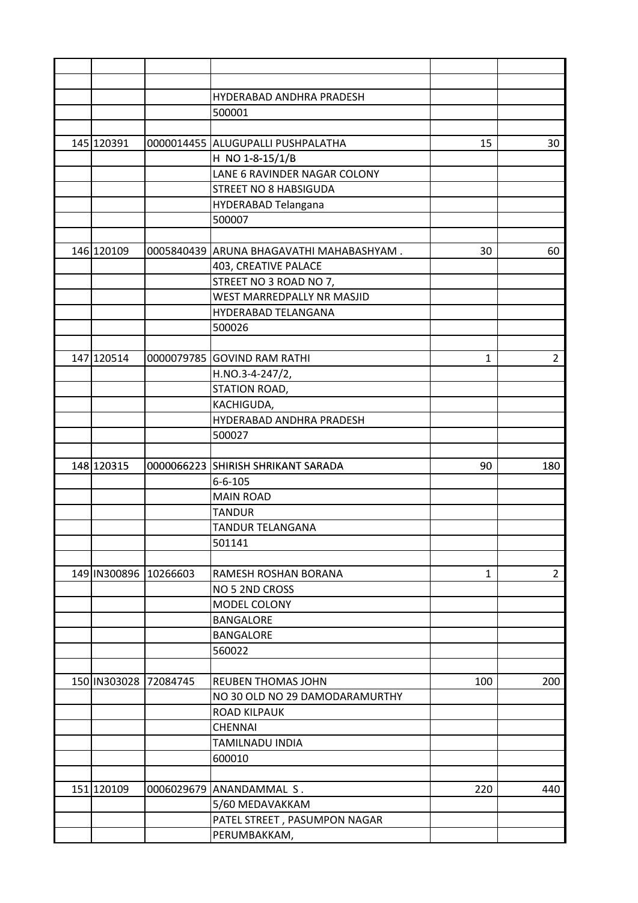| | | | | | |
|---|---|---|---|---|---|
| | | | | | |
| | | | | | |
| | | | HYDERABAD ANDHRA PRADESH | | |
| | | | 500001 | | |
| | | | | | |
| 145 | 120391 | 0000014455 | ALUGUPALLI PUSHPALATHA | 15 | 30 |
| | | | H NO 1-8-15/1/B | | |
| | | | LANE 6 RAVINDER NAGAR COLONY | | |
| | | | STREET NO 8 HABSIGUDA | | |
| | | | HYDERABAD Telangana | | |
| | | | 500007 | | |
| | | | | | |
| 146 | 120109 | 0005840439 | ARUNA BHAGAVATHI MAHABASHYAM . | 30 | 60 |
| | | | 403, CREATIVE PALACE | | |
| | | | STREET NO 3 ROAD NO 7, | | |
| | | | WEST MARREDPALLY NR MASJID | | |
| | | | HYDERABAD TELANGANA | | |
| | | | 500026 | | |
| | | | | | |
| 147 | 120514 | 0000079785 | GOVIND RAM RATHI | 1 | 2 |
| | | | H.NO.3-4-247/2, | | |
| | | | STATION ROAD, | | |
| | | | KACHIGUDA, | | |
| | | | HYDERABAD ANDHRA PRADESH | | |
| | | | 500027 | | |
| | | | | | |
| 148 | 120315 | 0000066223 | SHIRISH SHRIKANT SARADA | 90 | 180 |
| | | | 6-6-105 | | |
| | | | MAIN ROAD | | |
| | | | TANDUR | | |
| | | | TANDUR TELANGANA | | |
| | | | 501141 | | |
| | | | | | |
| 149 | IN300896 | 10266603 | RAMESH ROSHAN BORANA | 1 | 2 |
| | | | NO 5 2ND CROSS | | |
| | | | MODEL COLONY | | |
| | | | BANGALORE | | |
| | | | BANGALORE | | |
| | | | 560022 | | |
| | | | | | |
| 150 | IN303028 | 72084745 | REUBEN THOMAS JOHN | 100 | 200 |
| | | | NO 30 OLD NO 29 DAMODARAMURTHY | | |
| | | | ROAD KILPAUK | | |
| | | | CHENNAI | | |
| | | | TAMILNADU INDIA | | |
| | | | 600010 | | |
| | | | | | |
| 151 | 120109 | 0006029679 | ANANDAMMAL S . | 220 | 440 |
| | | | 5/60 MEDAVAKKAM | | |
| | | | PATEL STREET , PASUMPON NAGAR | | |
| | | | PERUMBAKKAM, | | |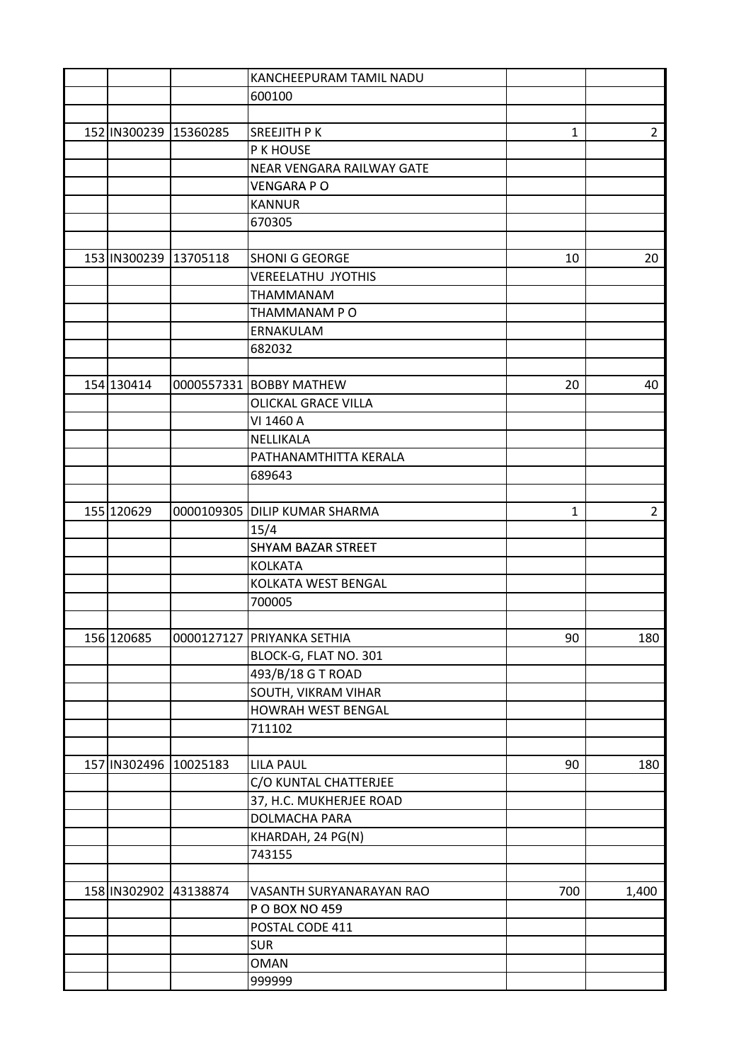| | | | | | |
|---|---|---|---|---|---|
| | | | KANCHEEPURAM TAMIL NADU | | |
| | | | 600100 | | |
| | | | | | |
| 152 | IN300239 | 15360285 | SREEJITH P K | 1 | 2 |
| | | | P K HOUSE | | |
| | | | NEAR VENGARA RAILWAY GATE | | |
| | | | VENGARA P O | | |
| | | | KANNUR | | |
| | | | 670305 | | |
| | | | | | |
| 153 | IN300239 | 13705118 | SHONI G GEORGE | 10 | 20 |
| | | | VEREELATHU JYOTHIS | | |
| | | | THAMMANAM | | |
| | | | THAMMANAM P O | | |
| | | | ERNAKULAM | | |
| | | | 682032 | | |
| | | | | | |
| 154 | 130414 | 0000557331 | BOBBY MATHEW | 20 | 40 |
| | | | OLICKAL GRACE VILLA | | |
| | | | VI 1460 A | | |
| | | | NELLIKALA | | |
| | | | PATHANAMTHITTA KERALA | | |
| | | | 689643 | | |
| | | | | | |
| 155 | 120629 | 0000109305 | DILIP KUMAR SHARMA | 1 | 2 |
| | | | 15/4 | | |
| | | | SHYAM BAZAR STREET | | |
| | | | KOLKATA | | |
| | | | KOLKATA WEST BENGAL | | |
| | | | 700005 | | |
| | | | | | |
| 156 | 120685 | 0000127127 | PRIYANKA SETHIA | 90 | 180 |
| | | | BLOCK-G, FLAT NO. 301 | | |
| | | | 493/B/18 G T ROAD | | |
| | | | SOUTH, VIKRAM VIHAR | | |
| | | | HOWRAH WEST BENGAL | | |
| | | | 711102 | | |
| | | | | | |
| 157 | IN302496 | 10025183 | LILA PAUL | 90 | 180 |
| | | | C/O KUNTAL CHATTERJEE | | |
| | | | 37, H.C. MUKHERJEE ROAD | | |
| | | | DOLMACHA PARA | | |
| | | | KHARDAH, 24 PG(N) | | |
| | | | 743155 | | |
| | | | | | |
| 158 | IN302902 | 43138874 | VASANTH SURYANARAYAN RAO | 700 | 1,400 |
| | | | P O BOX NO 459 | | |
| | | | POSTAL CODE 411 | | |
| | | | SUR | | |
| | | | OMAN | | |
| | | | 999999 | | |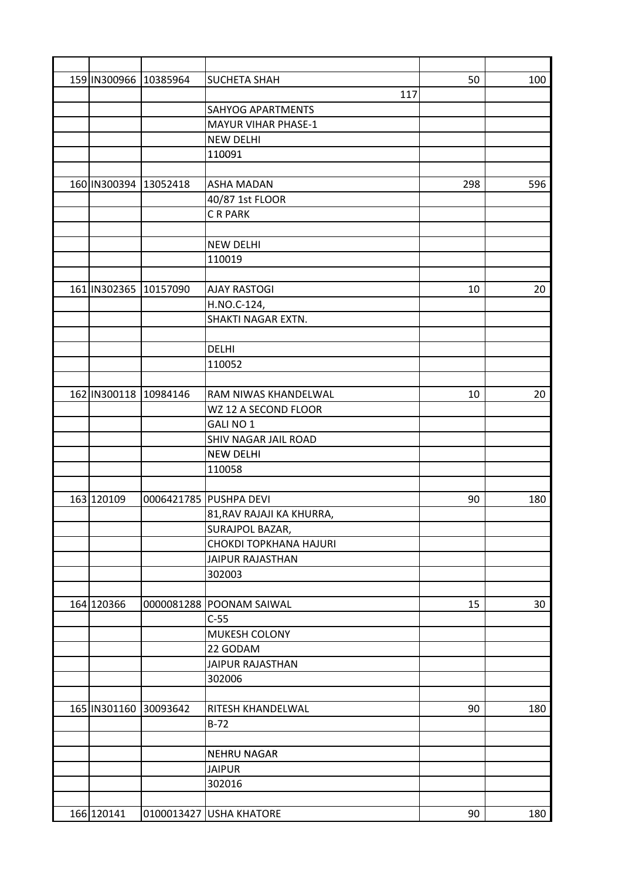| | | | | | |
|---|---|---|---|---|---|
| 159 | IN300966 | 10385964 | SUCHETA SHAH | 50 | 100 |
| | | | 117 | | |
| | | | SAHYOG APARTMENTS | | |
| | | | MAYUR VIHAR PHASE-1 | | |
| | | | NEW DELHI | | |
| | | | 110091 | | |
| | | | | | |
| 160 | IN300394 | 13052418 | ASHA MADAN | 298 | 596 |
| | | | 40/87 1st FLOOR | | |
| | | | C R PARK | | |
| | | | | | |
| | | | NEW DELHI | | |
| | | | 110019 | | |
| | | | | | |
| 161 | IN302365 | 10157090 | AJAY RASTOGI | 10 | 20 |
| | | | H.NO.C-124, | | |
| | | | SHAKTI NAGAR EXTN. | | |
| | | | | | |
| | | | DELHI | | |
| | | | 110052 | | |
| | | | | | |
| 162 | IN300118 | 10984146 | RAM NIWAS KHANDELWAL | 10 | 20 |
| | | | WZ 12 A SECOND FLOOR | | |
| | | | GALI NO 1 | | |
| | | | SHIV NAGAR JAIL ROAD | | |
| | | | NEW DELHI | | |
| | | | 110058 | | |
| | | | | | |
| 163 | 120109 | 0006421785 | PUSHPA DEVI | 90 | 180 |
| | | | 81,RAV RAJAJI KA KHURRA, | | |
| | | | SURAJPOL BAZAR, | | |
| | | | CHOKDI TOPKHANA HAJURI | | |
| | | | JAIPUR RAJASTHAN | | |
| | | | 302003 | | |
| | | | | | |
| 164 | 120366 | 0000081288 | POONAM SAIWAL | 15 | 30 |
| | | | C-55 | | |
| | | | MUKESH COLONY | | |
| | | | 22 GODAM | | |
| | | | JAIPUR RAJASTHAN | | |
| | | | 302006 | | |
| | | | | | |
| 165 | IN301160 | 30093642 | RITESH KHANDELWAL | 90 | 180 |
| | | | B-72 | | |
| | | | | | |
| | | | NEHRU NAGAR | | |
| | | | JAIPUR | | |
| | | | 302016 | | |
| | | | | | |
| 166 | 120141 | 0100013427 | USHA KHATORE | 90 | 180 |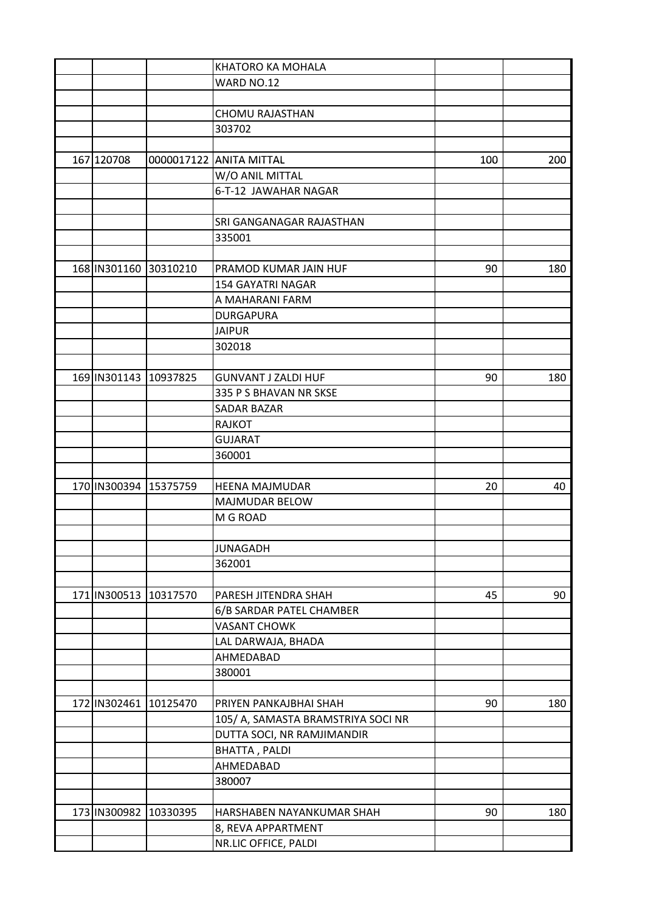| | | | | | |
|---|---|---|---|---|---|
| | | | KHATORO KA MOHALA | | |
| | | | WARD NO.12 | | |
| | | | | | |
| | | | CHOMU RAJASTHAN | | |
| | | | 303702 | | |
| | | | | | |
| 167 | 120708 | 0000017122 | ANITA MITTAL | 100 | 200 |
| | | | W/O ANIL MITTAL | | |
| | | | 6-T-12 JAWAHAR NAGAR | | |
| | | | | | |
| | | | SRI GANGANAGAR RAJASTHAN | | |
| | | | 335001 | | |
| | | | | | |
| 168 | IN301160 | 30310210 | PRAMOD KUMAR JAIN HUF | 90 | 180 |
| | | | 154 GAYATRI NAGAR | | |
| | | | A MAHARANI FARM | | |
| | | | DURGAPURA | | |
| | | | JAIPUR | | |
| | | | 302018 | | |
| | | | | | |
| 169 | IN301143 | 10937825 | GUNVANT J ZALDI HUF | 90 | 180 |
| | | | 335 P S BHAVAN NR SKSE | | |
| | | | SADAR BAZAR | | |
| | | | RAJKOT | | |
| | | | GUJARAT | | |
| | | | 360001 | | |
| | | | | | |
| 170 | IN300394 | 15375759 | HEENA MAJMUDAR | 20 | 40 |
| | | | MAJMUDAR BELOW | | |
| | | | M G ROAD | | |
| | | | | | |
| | | | JUNAGADH | | |
| | | | 362001 | | |
| | | | | | |
| 171 | IN300513 | 10317570 | PARESH JITENDRA SHAH | 45 | 90 |
| | | | 6/B SARDAR PATEL CHAMBER | | |
| | | | VASANT CHOWK | | |
| | | | LAL DARWAJA, BHADA | | |
| | | | AHMEDABAD | | |
| | | | 380001 | | |
| | | | | | |
| 172 | IN302461 | 10125470 | PRIYEN PANKAJBHAI SHAH | 90 | 180 |
| | | | 105/ A, SAMASTA BRAMSTRIYA SOCI NR | | |
| | | | DUTTA SOCI, NR RAMJIMANDIR | | |
| | | | BHATTA , PALDI | | |
| | | | AHMEDABAD | | |
| | | | 380007 | | |
| | | | | | |
| 173 | IN300982 | 10330395 | HARSHABEN NAYANKUMAR SHAH | 90 | 180 |
| | | | 8, REVA APPARTMENT | | |
| | | | NR.LIC OFFICE, PALDI | | |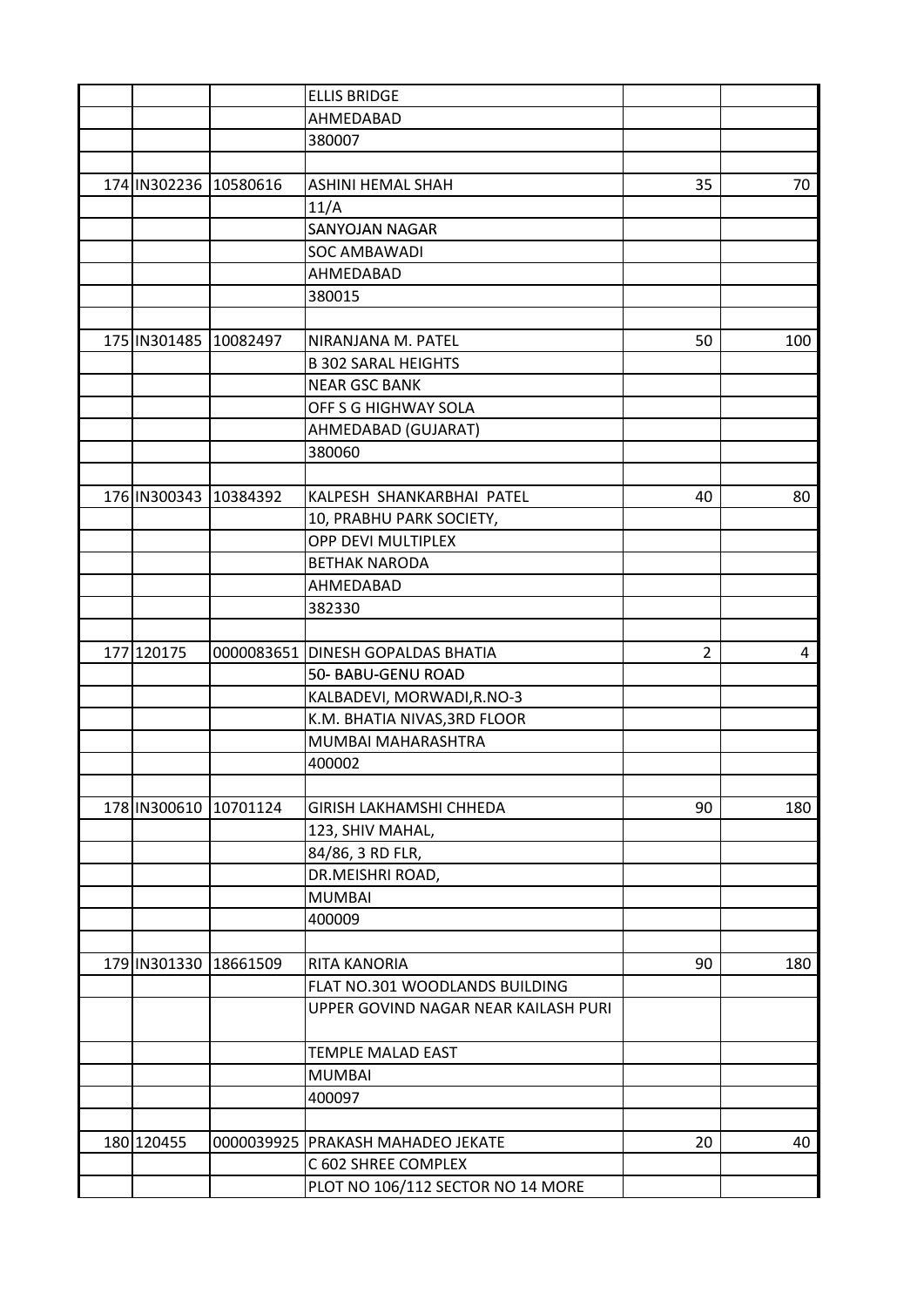| | | | | | |
|---|---|---|---|---|---|
| | | | ELLIS BRIDGE | | |
| | | | AHMEDABAD | | |
| | | | 380007 | | |
| | | | | | |
| 174 | IN302236 | 10580616 | ASHINI HEMAL SHAH | 35 | 70 |
| | | | 11/A | | |
| | | | SANYOJAN NAGAR | | |
| | | | SOC AMBAWADI | | |
| | | | AHMEDABAD | | |
| | | | 380015 | | |
| | | | | | |
| 175 | IN301485 | 10082497 | NIRANJANA M. PATEL | 50 | 100 |
| | | | B 302 SARAL HEIGHTS | | |
| | | | NEAR GSC BANK | | |
| | | | OFF S G HIGHWAY SOLA | | |
| | | | AHMEDABAD (GUJARAT) | | |
| | | | 380060 | | |
| | | | | | |
| 176 | IN300343 | 10384392 | KALPESH SHANKARBHAI PATEL | 40 | 80 |
| | | | 10, PRABHU PARK SOCIETY, | | |
| | | | OPP DEVI MULTIPLEX | | |
| | | | BETHAK NARODA | | |
| | | | AHMEDABAD | | |
| | | | 382330 | | |
| | | | | | |
| 177 | 120175 | 0000083651 | DINESH GOPALDAS BHATIA | 2 | 4 |
| | | | 50- BABU-GENU ROAD | | |
| | | | KALBADEVI, MORWADI,R.NO-3 | | |
| | | | K.M. BHATIA NIVAS,3RD FLOOR | | |
| | | | MUMBAI MAHARASHTRA | | |
| | | | 400002 | | |
| | | | | | |
| 178 | IN300610 | 10701124 | GIRISH LAKHAMSHI CHHEDA | 90 | 180 |
| | | | 123, SHIV MAHAL, | | |
| | | | 84/86, 3 RD FLR, | | |
| | | | DR.MEISHRI ROAD, | | |
| | | | MUMBAI | | |
| | | | 400009 | | |
| | | | | | |
| 179 | IN301330 | 18661509 | RITA KANORIA | 90 | 180 |
| | | | FLAT NO.301 WOODLANDS BUILDING | | |
| | | | UPPER GOVIND NAGAR NEAR KAILASH PURI | | |
| | | | TEMPLE MALAD EAST | | |
| | | | MUMBAI | | |
| | | | 400097 | | |
| | | | | | |
| 180 | 120455 | 0000039925 | PRAKASH MAHADEO JEKATE | 20 | 40 |
| | | | C 602 SHREE COMPLEX | | |
| | | | PLOT NO 106/112 SECTOR NO 14 MORE | | |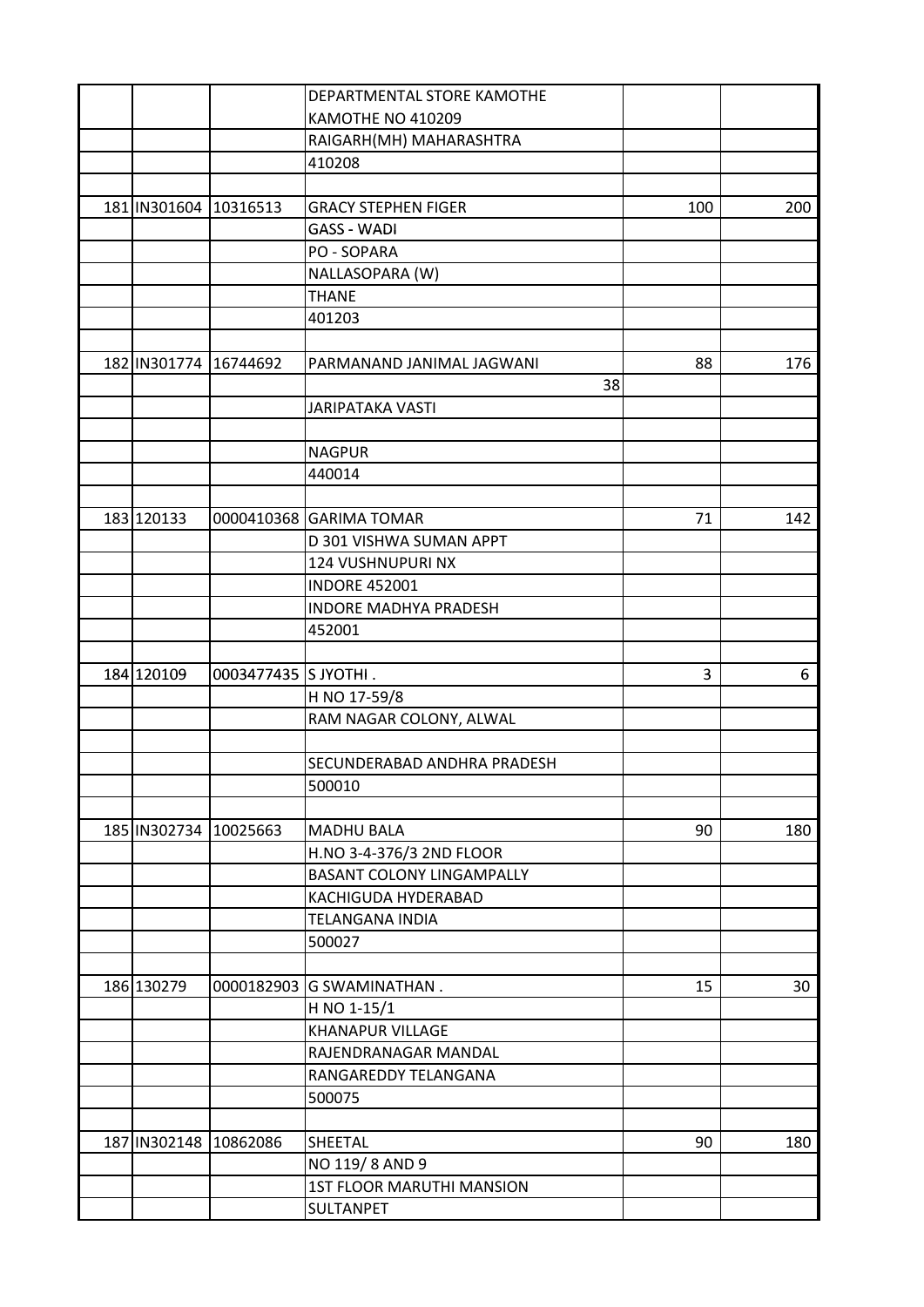| | | | | | |
|---|---|---|---|---|---|
| | | | DEPARTMENTAL STORE KAMOTHE | | |
| | | | KAMOTHE NO 410209 | | |
| | | | RAIGARH(MH) MAHARASHTRA | | |
| | | | 410208 | | |
| | | | | | |
| 181 | IN301604 | 10316513 | GRACY STEPHEN FIGER | 100 | 200 |
| | | | GASS - WADI | | |
| | | | PO - SOPARA | | |
| | | | NALLASOPARA (W) | | |
| | | | THANE | | |
| | | | 401203 | | |
| | | | | | |
| 182 | IN301774 | 16744692 | PARMANAND JANIMAL JAGWANI | 88 | 176 |
| | | | 38 | | |
| | | | JARIPATAKA VASTI | | |
| | | | | | |
| | | | NAGPUR | | |
| | | | 440014 | | |
| | | | | | |
| 183 | 120133 | 0000410368 | GARIMA TOMAR | 71 | 142 |
| | | | D 301 VISHWA SUMAN APPT | | |
| | | | 124 VUSHNUPURI NX | | |
| | | | INDORE 452001 | | |
| | | | INDORE MADHYA PRADESH | | |
| | | | 452001 | | |
| | | | | | |
| 184 | 120109 | 0003477435 | S JYOTHI . | 3 | 6 |
| | | | H NO 17-59/8 | | |
| | | | RAM NAGAR COLONY, ALWAL | | |
| | | | | | |
| | | | SECUNDERABAD ANDHRA PRADESH | | |
| | | | 500010 | | |
| | | | | | |
| 185 | IN302734 | 10025663 | MADHU BALA | 90 | 180 |
| | | | H.NO 3-4-376/3 2ND FLOOR | | |
| | | | BASANT COLONY LINGAMPALLY | | |
| | | | KACHIGUDA HYDERABAD | | |
| | | | TELANGANA INDIA | | |
| | | | 500027 | | |
| | | | | | |
| 186 | 130279 | 0000182903 | G SWAMINATHAN . | 15 | 30 |
| | | | H NO 1-15/1 | | |
| | | | KHANAPUR VILLAGE | | |
| | | | RAJENDRANAGAR MANDAL | | |
| | | | RANGAREDDY TELANGANA | | |
| | | | 500075 | | |
| | | | | | |
| 187 | IN302148 | 10862086 | SHEETAL | 90 | 180 |
| | | | NO 119/ 8 AND 9 | | |
| | | | 1ST FLOOR MARUTHI MANSION | | |
| | | | SULTANPET | | |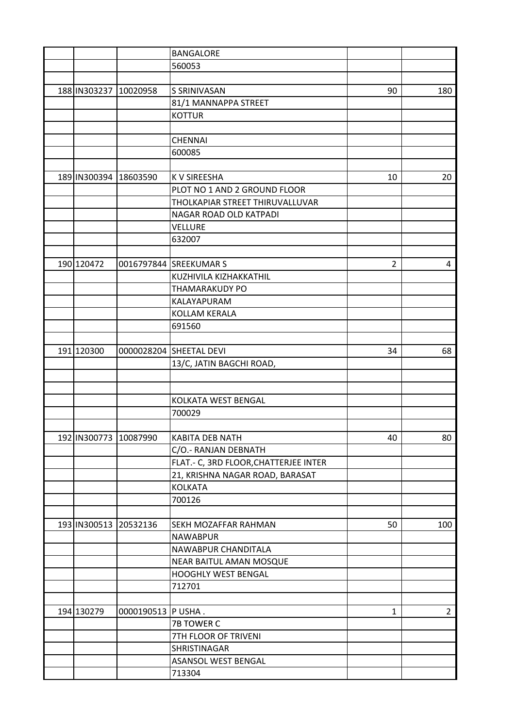| | | | | | |
|---|---|---|---|---|---|
| | | | BANGALORE | | |
| | | | 560053 | | |
| | | | | | |
| 188 | IN303237 | 10020958 | S SRINIVASAN | 90 | 180 |
| | | | 81/1 MANNAPPA STREET | | |
| | | | KOTTUR | | |
| | | | | | |
| | | | CHENNAI | | |
| | | | 600085 | | |
| | | | | | |
| 189 | IN300394 | 18603590 | K V SIREESHA | 10 | 20 |
| | | | PLOT NO 1 AND 2 GROUND FLOOR | | |
| | | | THOLKAPIAR STREET THIRUVALLUVAR | | |
| | | | NAGAR ROAD OLD KATPADI | | |
| | | | VELLURE | | |
| | | | 632007 | | |
| | | | | | |
| 190 | 120472 | 0016797844 | SREEKUMAR S | 2 | 4 |
| | | | KUZHIVILA KIZHAKKATHIL | | |
| | | | THAMARAKUDY PO | | |
| | | | KALAYAPURAM | | |
| | | | KOLLAM KERALA | | |
| | | | 691560 | | |
| | | | | | |
| 191 | 120300 | 0000028204 | SHEETAL DEVI | 34 | 68 |
| | | | 13/C, JATIN BAGCHI ROAD, | | |
| | | | | | |
| | | | | | |
| | | | KOLKATA WEST BENGAL | | |
| | | | 700029 | | |
| | | | | | |
| 192 | IN300773 | 10087990 | KABITA DEB NATH | 40 | 80 |
| | | | C/O.- RANJAN DEBNATH | | |
| | | | FLAT.- C, 3RD FLOOR,CHATTERJEE INTER | | |
| | | | 21, KRISHNA NAGAR ROAD, BARASAT | | |
| | | | KOLKATA | | |
| | | | 700126 | | |
| | | | | | |
| 193 | IN300513 | 20532136 | SEKH MOZAFFAR RAHMAN | 50 | 100 |
| | | | NAWABPUR | | |
| | | | NAWABPUR CHANDITALA | | |
| | | | NEAR BAITUL AMAN MOSQUE | | |
| | | | HOOGHLY WEST BENGAL | | |
| | | | 712701 | | |
| | | | | | |
| 194 | 130279 | 0000190513 | P USHA . | 1 | 2 |
| | | | 7B TOWER C | | |
| | | | 7TH FLOOR OF TRIVENI | | |
| | | | SHRISTINAGAR | | |
| | | | ASANSOL WEST BENGAL | | |
| | | | 713304 | | |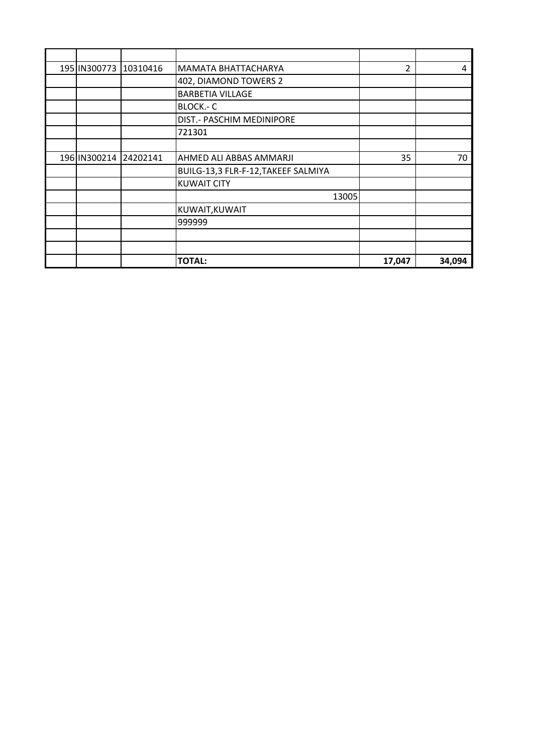| | | | | | |
|---|---|---|---|---|---|
| | | | | | |
| 195 | IN300773 | 10310416 | MAMATA BHATTACHARYA | 2 | 4 |
| | | | 402, DIAMOND TOWERS 2 | | |
| | | | BARBETIA VILLAGE | | |
| | | | BLOCK.- C | | |
| | | | DIST.- PASCHIM MEDINIPORE | | |
| | | | 721301 | | |
| | | | | | |
| 196 | IN300214 | 24202141 | AHMED ALI ABBAS AMMARJI | 35 | 70 |
| | | | BUILG-13,3 FLR-F-12,TAKEEF SALMIYA | | |
| | | | KUWAIT CITY | | |
| | | | 13005 | | |
| | | | KUWAIT,KUWAIT | | |
| | | | 999999 | | |
| | | | | | |
| | | | | | |
| | | | **TOTAL:** | **17,047** | **34,094** |